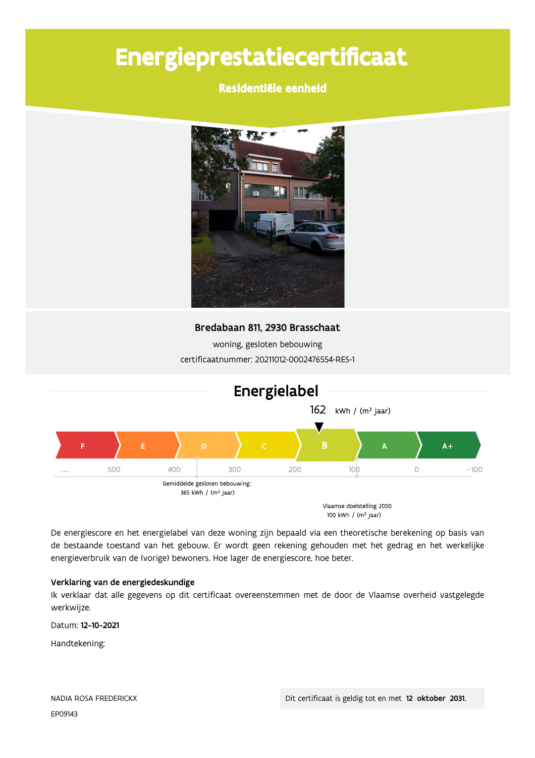# Energieprestatiecertificaat

## Residentiële eenheid

**Bredabaan 811, 2930 Brasschaat**

woning, gesloten bebouwing

certificaatnummer: 20211012-0002476554-RES-1

## Energielabel

162 kWh / (m² jaar)

F | E | D | C | **B** | A | A+

… 500 400 300 200 100 0 −100

Gemiddelde gesloten bebouwing: 365 kWh / (m² jaar)

Vlaamse doelstelling 2050 100 kWh / (m² jaar)

De energiescore en het energielabel van deze woning zijn bepaald via een theoretische berekening op basis van de bestaande toestand van het gebouw. Er wordt geen rekening gehouden met het gedrag en het werkelijke energieverbruik van de (vorige) bewoners. Hoe lager de energiescore, hoe beter.

**Verklaring van de energiedeskundige**

Ik verklaar dat alle gegevens op dit certificaat overeenstemmen met de door de Vlaamse overheid vastgelegde werkwijze.

Datum: **12-10-2021**

Handtekening:

NADIA ROSA FREDERICKX

EP09143

Dit certificaat is geldig tot en met **12 oktober 2031.**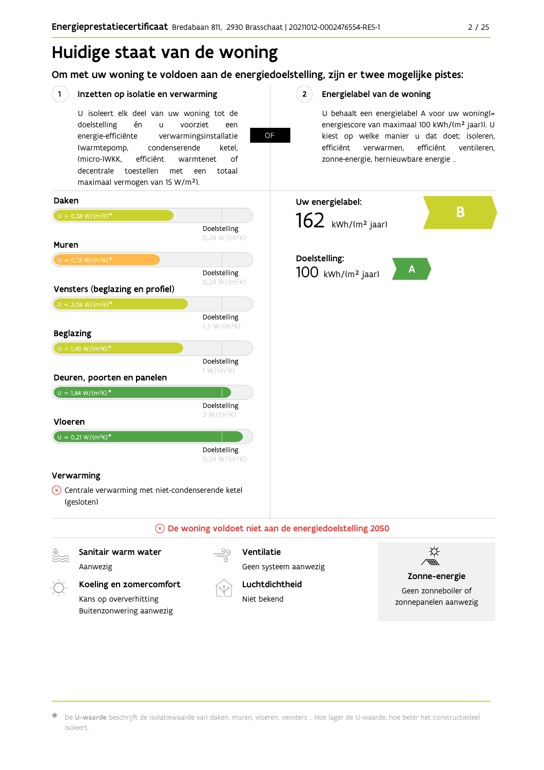# Huidige staat van de woning

## Om met uw woning te voldoen aan de energiedoelstelling, zijn er twee mogelijke pistes:

### 1 Inzetten op isolatie en verwarming

U isoleert elk deel van uw woning tot de doelstelling én u voorziet een energie-efficiënte verwarmingsinstallatie (warmtepomp, condenserende ketel, (micro-)WKK, efficiënt warmtenet of decentrale toestellen met een totaal maximaal vermogen van 15 W/m²).

**OF**

### 2 Energielabel van de woning

U behaalt een energielabel A voor uw woning(= energiescore van maximaal 100 kWh/(m² jaar)). U kiest op welke manier u dat doet: isoleren, efficiënt verwarmen, efficiënt ventileren, zonne-energie, hernieuwbare energie …

| Onderdeel | Huidige waarde | Doelstelling |
|---|---|---|
| Daken | U = 0,38 W/(m²K)* | 0,24 W/(m²K) |
| Muren | U = 0,72 W/(m²K)* | 0,24 W/(m²K) |
| Vensters (beglazing en profiel) | U = 2,06 W/(m²K)* | 1,5 W/(m²K) |
| Beglazing | U = 1,40 W/(m²K)* | 1 W/(m²K) |
| Deuren, poorten en panelen | U = 1,84 W/(m²K)* | 2 W/(m²K) |
| Vloeren | U = 0,21 W/(m²K)* | 0,24 W/(m²K) |

**Verwarming**

Centrale verwarming met niet-condenserende ketel (gesloten)

**Uw energielabel:** 162 kWh/(m² jaar) — **B**

**Doelstelling:** 100 kWh/(m² jaar) — **A**

**De woning voldoet niet aan de energiedoelstelling 2050**

**Sanitair warm water**
Aanwezig

**Ventilatie**
Geen systeem aanwezig

**Koeling en zomercomfort**
Kans op oververhitting
Buitenzonwering aanwezig

**Luchtdichtheid**
Niet bekend

**Zonne-energie**
Geen zonneboiler of zonnepanelen aanwezig

* De **U-waarde** beschrijft de isolatiewaarde van daken, muren, vloeren, vensters … Hoe lager de U-waarde, hoe beter het constructiedeel isoleert.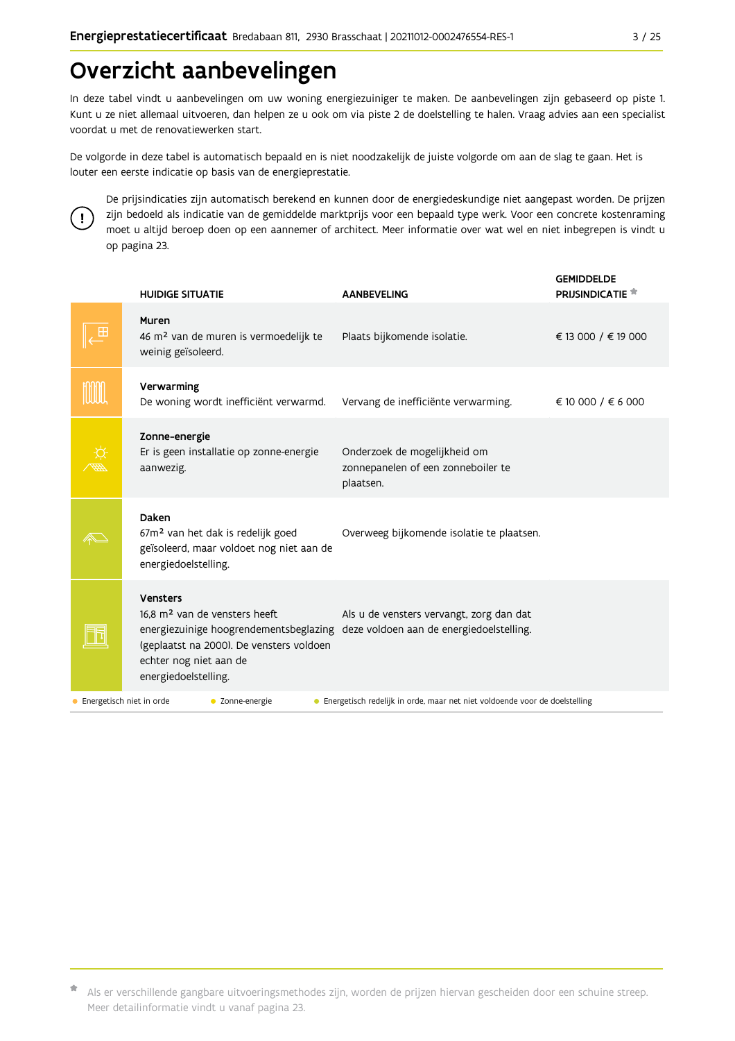# Overzicht aanbevelingen

In deze tabel vindt u aanbevelingen om uw woning energiezuiniger te maken. De aanbevelingen zijn gebaseerd op piste 1. Kunt u ze niet allemaal uitvoeren, dan helpen ze u ook om via piste 2 de doelstelling te halen. Vraag advies aan een specialist voordat u met de renovatiewerken start.

De volgorde in deze tabel is automatisch bepaald en is niet noodzakelijk de juiste volgorde om aan de slag te gaan. Het is louter een eerste indicatie op basis van de energieprestatie.

De prijsindicaties zijn automatisch berekend en kunnen door de energiedeskundige niet aangepast worden. De prijzen zijn bedoeld als indicatie van de gemiddelde marktprijs voor een bepaald type werk. Voor een concrete kostenraming moet u altijd beroep doen op een aannemer of architect. Meer informatie over wat wel en niet inbegrepen is vindt u op pagina 23.

| HUIDIGE SITUATIE | AANBEVELING | GEMIDDELDE PRIJSINDICATIE * |
|---|---|---|
| **Muren**<br>46 m² van de muren is vermoedelijk te weinig geïsoleerd. | Plaats bijkomende isolatie. | € 13 000 / € 19 000 |
| **Verwarming**<br>De woning wordt inefficiënt verwarmd. | Vervang de inefficiënte verwarming. | € 10 000 / € 6 000 |
| **Zonne-energie**<br>Er is geen installatie op zonne-energie aanwezig. | Onderzoek de mogelijkheid om zonnepanelen of een zonneboiler te plaatsen. | |
| **Daken**<br>67m² van het dak is redelijk goed geïsoleerd, maar voldoet nog niet aan de energiedoelstelling. | Overweeg bijkomende isolatie te plaatsen. | |
| **Vensters**<br>16,8 m² van de vensters heeft energiezuinige hoogrendementsbeglazing (geplaatst na 2000). De vensters voldoen echter nog niet aan de energiedoelstelling. | Als u de vensters vervangt, zorg dan dat deze voldoen aan de energiedoelstelling. | |

- Energetisch niet in orde
- Zonne-energie
- Energetisch redelijk in orde, maar net niet voldoende voor de doelstelling

* Als er verschillende gangbare uitvoeringsmethodes zijn, worden de prijzen hiervan gescheiden door een schuine streep. Meer detailinformatie vindt u vanaf pagina 23.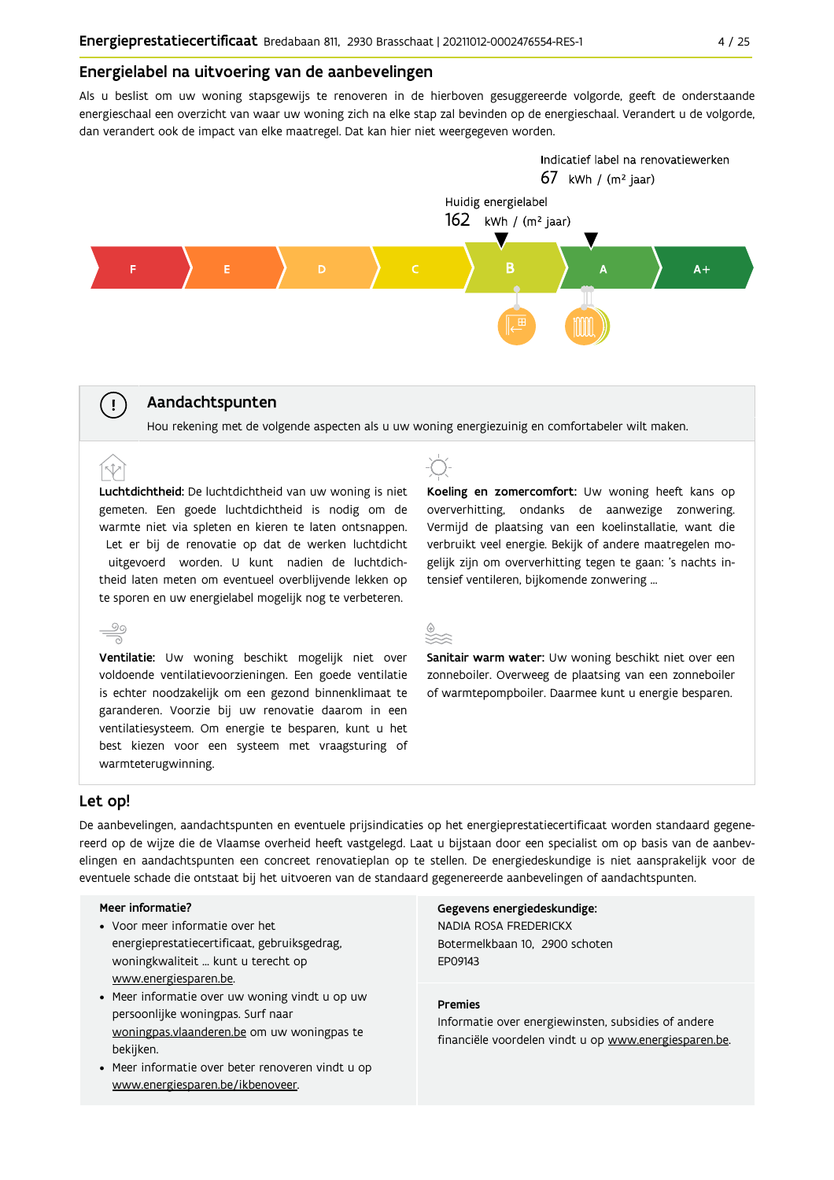## Energielabel na uitvoering van de aanbevelingen

Als u beslist om uw woning stapsgewijs te renoveren in de hierboven gesuggereerde volgorde, geeft de onderstaande energieschaal een overzicht van waar uw woning zich na elke stap zal bevinden op de energieschaal. Verandert u de volgorde, dan verandert ook de impact van elke maatregel. Dat kan hier niet weergegeven worden.

Indicatief label na renovatiewerken
67 kWh / (m² jaar)

Huidig energielabel
162 kWh / (m² jaar)

F | E | D | C | B | A | A+

## Aandachtspunten

Hou rekening met de volgende aspecten als u uw woning energiezuinig en comfortabeler wilt maken.

**Luchtdichtheid:** De luchtdichtheid van uw woning is niet gemeten. Een goede luchtdichtheid is nodig om de warmte niet via spleten en kieren te laten ontsnappen. Let er bij de renovatie op dat de werken luchtdicht uitgevoerd worden. U kunt nadien de luchtdichtheid laten meten om eventueel overblijvende lekken op te sporen en uw energielabel mogelijk nog te verbeteren.

**Koeling en zomercomfort:** Uw woning heeft kans op oververhitting, ondanks de aanwezige zonwering. Vermijd de plaatsing van een koelinstallatie, want die verbruikt veel energie. Bekijk of andere maatregelen mogelijk zijn om oververhitting tegen te gaan: 's nachts intensief ventileren, bijkomende zonwering ...

**Ventilatie:** Uw woning beschikt mogelijk niet over voldoende ventilatievoorzieningen. Een goede ventilatie is echter noodzakelijk om een gezond binnenklimaat te garanderen. Voorzie bij uw renovatie daarom in een ventilatiesysteem. Om energie te besparen, kunt u het best kiezen voor een systeem met vraagsturing of warmteterugwinning.

**Sanitair warm water:** Uw woning beschikt niet over een zonneboiler. Overweeg de plaatsing van een zonneboiler of warmtepompboiler. Daarmee kunt u energie besparen.

## Let op!

De aanbevelingen, aandachtspunten en eventuele prijsindicaties op het energieprestatiecertificaat worden standaard gegenereerd op de wijze die de Vlaamse overheid heeft vastgelegd. Laat u bijstaan door een specialist om op basis van de aanbevelingen en aandachtspunten een concreet renovatieplan op te stellen. De energiedeskundige is niet aansprakelijk voor de eventuele schade die ontstaat bij het uitvoeren van de standaard gegenereerde aanbevelingen of aandachtspunten.

**Meer informatie?**

- Voor meer informatie over het energieprestatiecertificaat, gebruiksgedrag, woningkwaliteit ... kunt u terecht op www.energiesparen.be.
- Meer informatie over uw woning vindt u op uw persoonlijke woningpas. Surf naar woningpas.vlaanderen.be om uw woningpas te bekijken.
- Meer informatie over beter renoveren vindt u op www.energiesparen.be/ikbenoveer.

**Gegevens energiedeskundige:**
NADIA ROSA FREDERICKX
Botermelkbaan 10, 2900 schoten
EP09143

**Premies**
Informatie over energiewinsten, subsidies of andere financiële voordelen vindt u op www.energiesparen.be.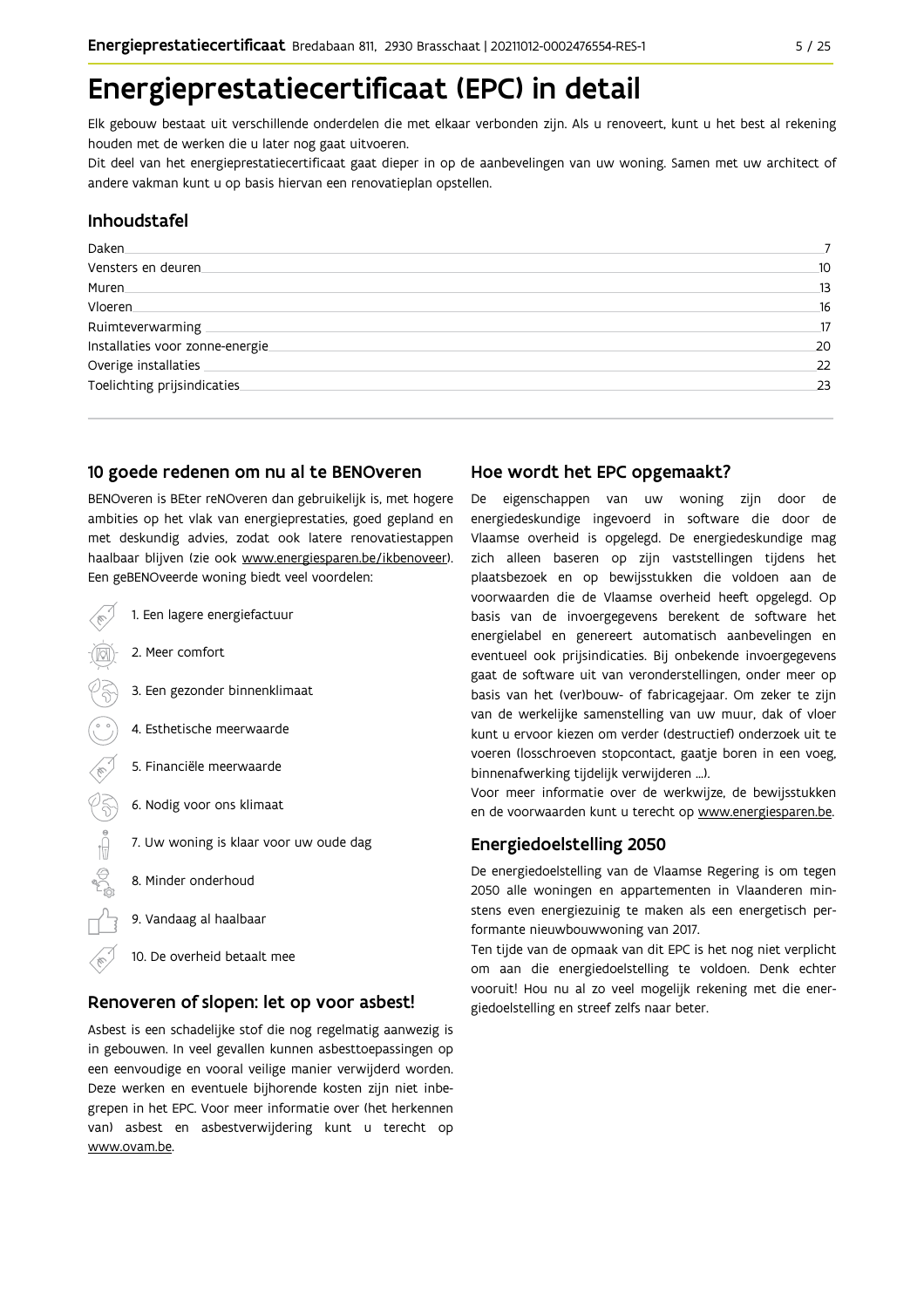# Energieprestatiecertificaat (EPC) in detail

Elk gebouw bestaat uit verschillende onderdelen die met elkaar verbonden zijn. Als u renoveert, kunt u het best al rekening houden met de werken die u later nog gaat uitvoeren.

Dit deel van het energieprestatiecertificaat gaat dieper in op de aanbevelingen van uw woning. Samen met uw architect of andere vakman kunt u op basis hiervan een renovatieplan opstellen.

## Inhoudstafel

| | |
|---|---|
| Daken | 7 |
| Vensters en deuren | 10 |
| Muren | 13 |
| Vloeren | 16 |
| Ruimteverwarming | 17 |
| Installaties voor zonne-energie | 20 |
| Overige installaties | 22 |
| Toelichting prijsindicaties | 23 |

## 10 goede redenen om nu al te BENOveren

BENOveren is BEter reNOveren dan gebruikelijk is, met hogere ambities op het vlak van energieprestaties, goed gepland en met deskundig advies, zodat ook latere renovatiestappen haalbaar blijven (zie ook www.energiesparen.be/ikbenoveer). Een geBENOveerde woning biedt veel voordelen:

1. Een lagere energiefactuur
2. Meer comfort
3. Een gezonder binnenklimaat
4. Esthetische meerwaarde
5. Financiële meerwaarde
6. Nodig voor ons klimaat
7. Uw woning is klaar voor uw oude dag
8. Minder onderhoud
9. Vandaag al haalbaar
10. De overheid betaalt mee

## Renoveren of slopen: let op voor asbest!

Asbest is een schadelijke stof die nog regelmatig aanwezig is in gebouwen. In veel gevallen kunnen asbesttoepassingen op een eenvoudige en vooral veilige manier verwijderd worden. Deze werken en eventuele bijhorende kosten zijn niet inbegrepen in het EPC. Voor meer informatie over (het herkennen van) asbest en asbestverwijdering kunt u terecht op www.ovam.be.

## Hoe wordt het EPC opgemaakt?

De eigenschappen van uw woning zijn door de energiedeskundige ingevoerd in software die door de Vlaamse overheid is opgelegd. De energiedeskundige mag zich alleen baseren op zijn vaststellingen tijdens het plaatsbezoek en op bewijsstukken die voldoen aan de voorwaarden die de Vlaamse overheid heeft opgelegd. Op basis van de invoergegevens berekent de software het energielabel en genereert automatisch aanbevelingen en eventueel ook prijsindicaties. Bij onbekende invoergegevens gaat de software uit van veronderstellingen, onder meer op basis van het (ver)bouw- of fabricagejaar. Om zeker te zijn van de werkelijke samenstelling van uw muur, dak of vloer kunt u ervoor kiezen om verder (destructief) onderzoek uit te voeren (losschroeven stopcontact, gaatje boren in een voeg, binnenafwerking tijdelijk verwijderen ...).

Voor meer informatie over de werkwijze, de bewijsstukken en de voorwaarden kunt u terecht op www.energiesparen.be.

## Energiedoelstelling 2050

De energiedoelstelling van de Vlaamse Regering is om tegen 2050 alle woningen en appartementen in Vlaanderen minstens even energiezuinig te maken als een energetisch performante nieuwbouwwoning van 2017.

Ten tijde van de opmaak van dit EPC is het nog niet verplicht om aan die energiedoelstelling te voldoen. Denk echter vooruit! Hou nu al zo veel mogelijk rekening met die energiedoelstelling en streef zelfs naar beter.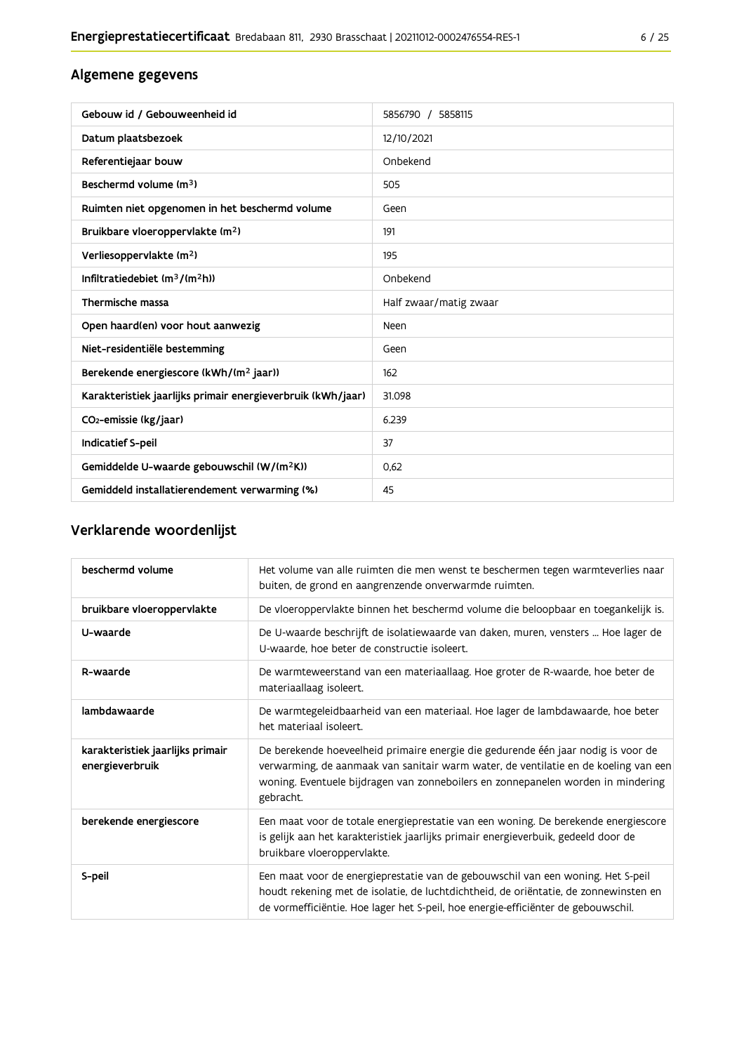## Algemene gegevens

| Gebouw id / Gebouweenheid id | 5856790 / 5858115 |
|---|---|
| Datum plaatsbezoek | 12/10/2021 |
| Referentiejaar bouw | Onbekend |
| Beschermd volume ($m^3$) | 505 |
| Ruimten niet opgenomen in het beschermd volume | Geen |
| Bruikbare vloeroppervlakte ($m^2$) | 191 |
| Verliesoppervlakte ($m^2$) | 195 |
| Infiltratiedebiet ($m^3/(m^2h)$) | Onbekend |
| Thermische massa | Half zwaar/matig zwaar |
| Open haard(en) voor hout aanwezig | Neen |
| Niet-residentiële bestemming | Geen |
| Berekende energiescore (kWh/($m^2$ jaar)) | 162 |
| Karakteristiek jaarlijks primair energieverbruik (kWh/jaar) | 31.098 |
| $CO_2$-emissie (kg/jaar) | 6.239 |
| Indicatief S-peil | 37 |
| Gemiddelde U-waarde gebouwschil (W/($m^2$K)) | 0,62 |
| Gemiddeld installatierendement verwarming (%) | 45 |

## Verklarende woordenlijst

| beschermd volume | Het volume van alle ruimten die men wenst te beschermen tegen warmteverlies naar buiten, de grond en aangrenzende onverwarmde ruimten. |
|---|---|
| bruikbare vloeroppervlakte | De vloeroppervlakte binnen het beschermd volume die beloopbaar en toegankelijk is. |
| U-waarde | De U-waarde beschrijft de isolatiewaarde van daken, muren, vensters ... Hoe lager de U-waarde, hoe beter de constructie isoleert. |
| R-waarde | De warmteweerstand van een materiaallaag. Hoe groter de R-waarde, hoe beter de materiaallaag isoleert. |
| lambdawaarde | De warmtegeleidbaarheid van een materiaal. Hoe lager de lambdawaarde, hoe beter het materiaal isoleert. |
| karakteristiek jaarlijks primair energieverbruik | De berekende hoeveelheid primaire energie die gedurende één jaar nodig is voor de verwarming, de aanmaak van sanitair warm water, de ventilatie en de koeling van een woning. Eventuele bijdragen van zonneboilers en zonnepanelen worden in mindering gebracht. |
| berekende energiescore | Een maat voor de totale energieprestatie van een woning. De berekende energiescore is gelijk aan het karakteristiek jaarlijks primair energieverbuik, gedeeld door de bruikbare vloeroppervlakte. |
| S-peil | Een maat voor de energieprestatie van de gebouwschil van een woning. Het S-peil houdt rekening met de isolatie, de luchtdichtheid, de oriëntatie, de zonnewinsten en de vormefficiëntie. Hoe lager het S-peil, hoe energie-efficiënter de gebouwschil. |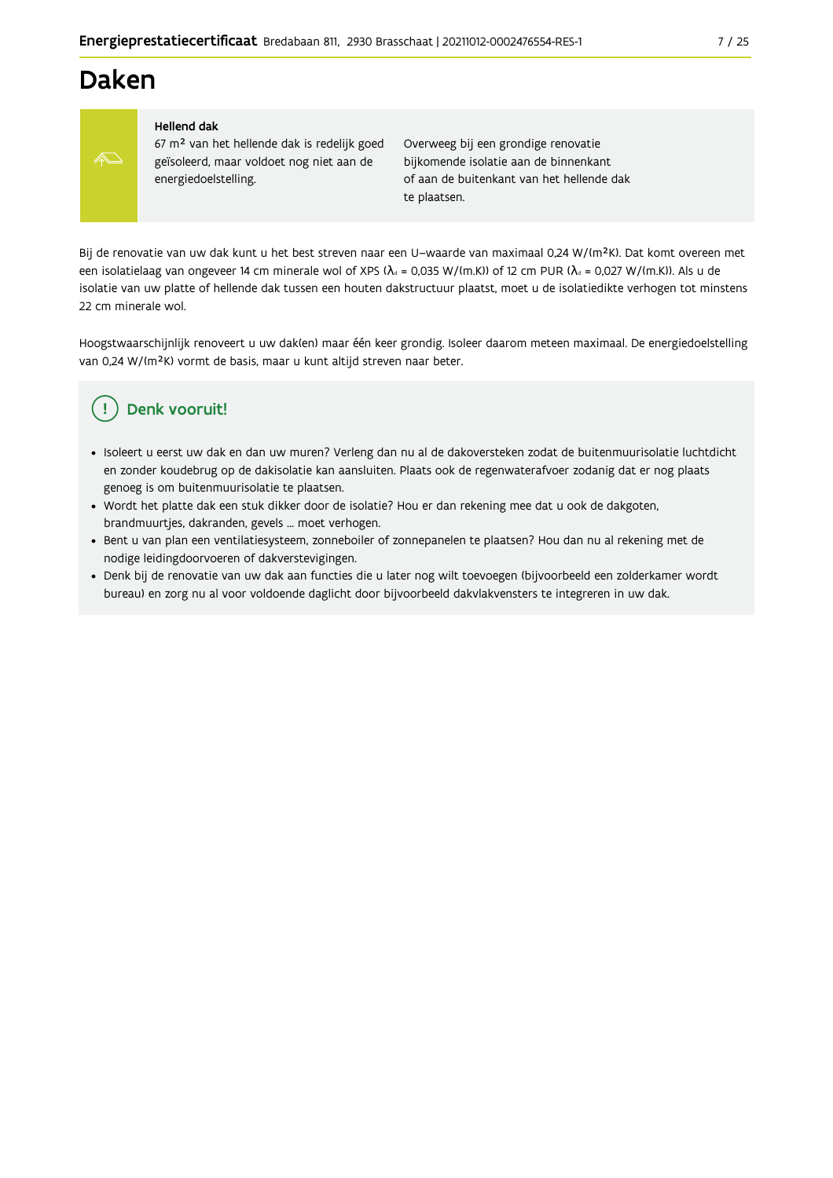# Daken

**Hellend dak**

67 m² van het hellende dak is redelijk goed geïsoleerd, maar voldoet nog niet aan de energiedoelstelling.

Overweeg bij een grondige renovatie bijkomende isolatie aan de binnenkant of aan de buitenkant van het hellende dak te plaatsen.

Bij de renovatie van uw dak kunt u het best streven naar een U-waarde van maximaal 0,24 W/(m²K). Dat komt overeen met een isolatielaag van ongeveer 14 cm minerale wol of XPS ($\lambda_d$ = 0,035 W/(m.K)) of 12 cm PUR ($\lambda_d$ = 0,027 W/(m.K)). Als u de isolatie van uw platte of hellende dak tussen een houten dakstructuur plaatst, moet u de isolatiedikte verhogen tot minstens 22 cm minerale wol.

Hoogstwaarschijnlijk renoveert u uw dak(en) maar één keer grondig. Isoleer daarom meteen maximaal. De energiedoelstelling van 0,24 W/(m²K) vormt de basis, maar u kunt altijd streven naar beter.

## Denk vooruit!

- Isoleert u eerst uw dak en dan uw muren? Verleng dan nu al de dakoversteken zodat de buitenmuurisolatie luchtdicht en zonder koudebrug op de dakisolatie kan aansluiten. Plaats ook de regenwaterafvoer zodanig dat er nog plaats genoeg is om buitenmuurisolatie te plaatsen.
- Wordt het platte dak een stuk dikker door de isolatie? Hou er dan rekening mee dat u ook de dakgoten, brandmuurtjes, dakranden, gevels ... moet verhogen.
- Bent u van plan een ventilatiesysteem, zonneboiler of zonnepanelen te plaatsen? Hou dan nu al rekening met de nodige leidingdoorvoeren of dakverstevigingen.
- Denk bij de renovatie van uw dak aan functies die u later nog wilt toevoegen (bijvoorbeeld een zolderkamer wordt bureau) en zorg nu al voor voldoende daglicht door bijvoorbeeld dakvlakvensters te integreren in uw dak.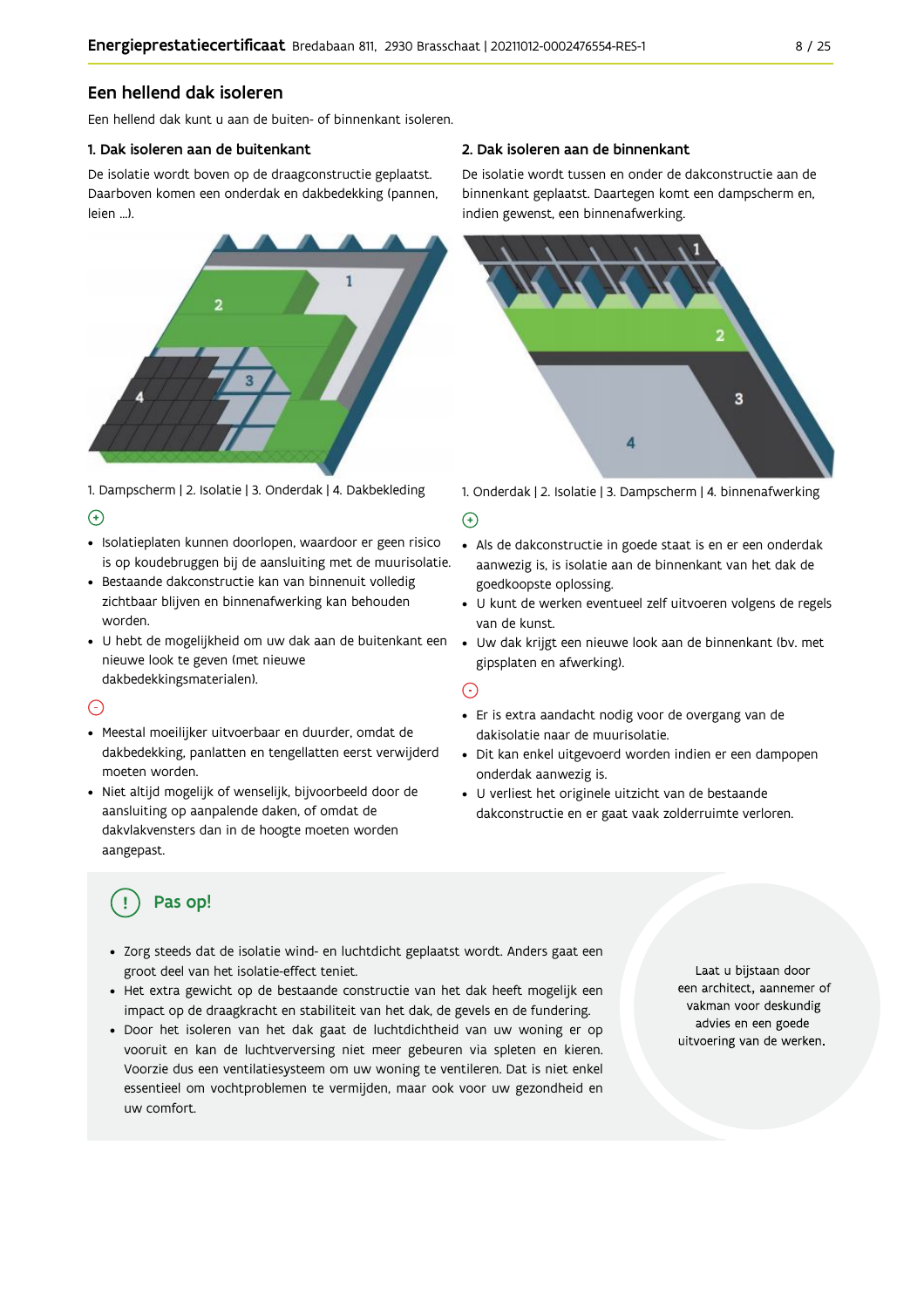## Een hellend dak isoleren

Een hellend dak kunt u aan de buiten- of binnenkant isoleren.

### 1. Dak isoleren aan de buitenkant

De isolatie wordt boven op de draagconstructie geplaatst. Daarboven komen een onderdak en dakbedekking (pannen, leien ...).

1. Dampscherm | 2. Isolatie | 3. Onderdak | 4. Dakbekleding

(+)

- Isolatieplaten kunnen doorlopen, waardoor er geen risico is op koudebruggen bij de aansluiting met de muurisolatie.
- Bestaande dakconstructie kan van binnenuit volledig zichtbaar blijven en binnenafwerking kan behouden worden.
- U hebt de mogelijkheid om uw dak aan de buitenkant een nieuwe look te geven (met nieuwe dakbedekkingsmaterialen).

(-)

- Meestal moeilijker uitvoerbaar en duurder, omdat de dakbedekking, panlatten en tengellatten eerst verwijderd moeten worden.
- Niet altijd mogelijk of wenselijk, bijvoorbeeld door de aansluiting op aanpalende daken, of omdat de dakvlakvensters dan in de hoogte moeten worden aangepast.

### 2. Dak isoleren aan de binnenkant

De isolatie wordt tussen en onder de dakconstructie aan de binnenkant geplaatst. Daartegen komt een dampscherm en, indien gewenst, een binnenafwerking.

1. Onderdak | 2. Isolatie | 3. Dampscherm | 4. binnenafwerking

(+)

- Als de dakconstructie in goede staat is en er een onderdak aanwezig is, is isolatie aan de binnenkant van het dak de goedkoopste oplossing.
- U kunt de werken eventueel zelf uitvoeren volgens de regels van de kunst.
- Uw dak krijgt een nieuwe look aan de binnenkant (bv. met gipsplaten en afwerking).

(-)

- Er is extra aandacht nodig voor de overgang van de dakisolatie naar de muurisolatie.
- Dit kan enkel uitgevoerd worden indien er een dampopen onderdak aanwezig is.
- U verliest het originele uitzicht van de bestaande dakconstructie en er gaat vaak zolderruimte verloren.

### Pas op!

- Zorg steeds dat de isolatie wind- en luchtdicht geplaatst wordt. Anders gaat een groot deel van het isolatie-effect teniet.
- Het extra gewicht op de bestaande constructie van het dak heeft mogelijk een impact op de draagkracht en stabiliteit van het dak, de gevels en de fundering.
- Door het isoleren van het dak gaat de luchtdichtheid van uw woning er op vooruit en kan de luchtverversing niet meer gebeuren via spleten en kieren. Voorzie dus een ventilatiesysteem om uw woning te ventileren. Dat is niet enkel essentieel om vochtproblemen te vermijden, maar ook voor uw gezondheid en uw comfort.

Laat u bijstaan door een architect, aannemer of vakman voor deskundig advies en een goede uitvoering van de werken.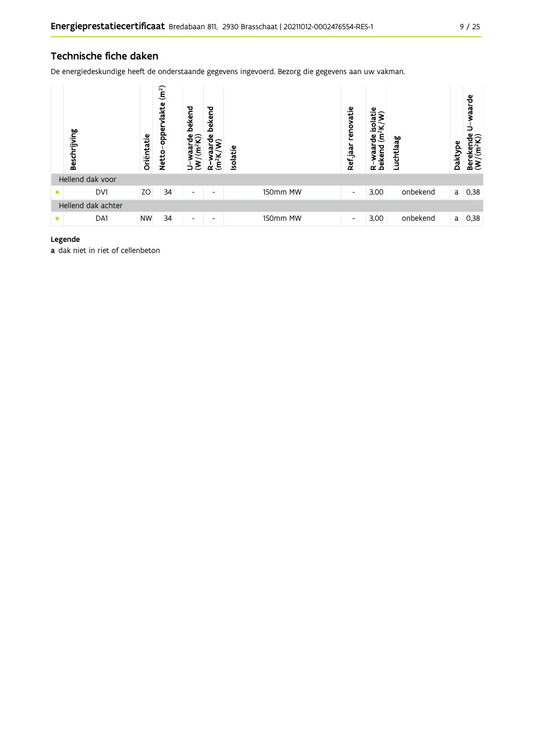## Technische fiche daken

De energiedeskundige heeft de onderstaande gegevens ingevoerd. Bezorg die gegevens aan uw vakman.

| | Beschrijving | Oriëntatie | Netto-oppervlakte ($m^2$) | U-waarde bekend ($W/(m^2K)$) | R-waarde bekend ($m^2K/W$) | Isolatie | Ref.jaar renovatie | R-waarde isolatie bekend ($m^2K/W$) | Luchtlaag | Daktype | Berekende U-waarde ($W/(m^2K)$) |
|---|---|---|---|---|---|---|---|---|---|---|---|
| Hellend dak voor | | | | | | | | | | | |
| • | DV1 | ZO | 34 | - | - | 150mm MW | - | 3,00 | onbekend | a | 0,38 |
| Hellend dak achter | | | | | | | | | | | |
| • | DA1 | NW | 34 | - | - | 150mm MW | - | 3,00 | onbekend | a | 0,38 |

**Legende**

**a** dak niet in riet of cellenbeton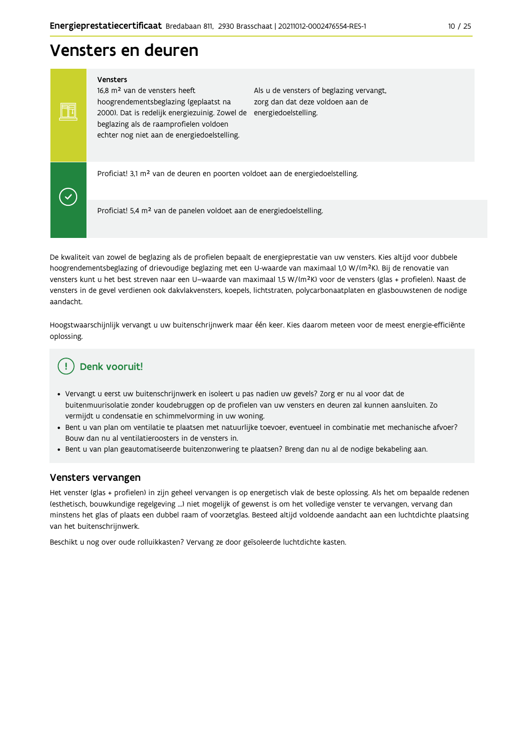# Vensters en deuren

**Vensters**

16,8 m² van de vensters heeft hoogrendementsbeglazing (geplaatst na 2000). Dat is redelijk energiezuinig. Zowel de beglazing als de raamprofielen voldoen echter nog niet aan de energiedoelstelling.

Als u de vensters of beglazing vervangt, zorg dan dat deze voldoen aan de energiedoelstelling.

Proficiat! 3,1 m² van de deuren en poorten voldoet aan de energiedoelstelling.

Proficiat! 5,4 m² van de panelen voldoet aan de energiedoelstelling.

De kwaliteit van zowel de beglazing als de profielen bepaalt de energieprestatie van uw vensters. Kies altijd voor dubbele hoogrendementsbeglazing of drievoudige beglazing met een U-waarde van maximaal 1,0 W/(m²K). Bij de renovatie van vensters kunt u het best streven naar een U-waarde van maximaal 1,5 W/(m²K) voor de vensters (glas + profielen). Naast de vensters in de gevel verdienen ook dakvlakvensters, koepels, lichtstraten, polycarbonaatplaten en glasbouwstenen de nodige aandacht.

Hoogstwaarschijnlijk vervangt u uw buitenschrijnwerk maar één keer. Kies daarom meteen voor de meest energie-efficiënte oplossing.

## Denk vooruit!

- Vervangt u eerst uw buitenschrijnwerk en isoleert u pas nadien uw gevels? Zorg er nu al voor dat de buitenmuurisolatie zonder koudebruggen op de profielen van uw vensters en deuren zal kunnen aansluiten. Zo vermijdt u condensatie en schimmelvorming in uw woning.
- Bent u van plan om ventilatie te plaatsen met natuurlijke toevoer, eventueel in combinatie met mechanische afvoer? Bouw dan nu al ventilatieroosters in de vensters in.
- Bent u van plan geautomatiseerde buitenzonwering te plaatsen? Breng dan nu al de nodige bekabeling aan.

## Vensters vervangen

Het venster (glas + profielen) in zijn geheel vervangen is op energetisch vlak de beste oplossing. Als het om bepaalde redenen (esthetisch, bouwkundige regelgeving ...) niet mogelijk of gewenst is om het volledige venster te vervangen, vervang dan minstens het glas of plaats een dubbel raam of voorzetglas. Besteed altijd voldoende aandacht aan een luchtdichte plaatsing van het buitenschrijnwerk.

Beschikt u nog over oude rolluikkasten? Vervang ze door geïsoleerde luchtdichte kasten.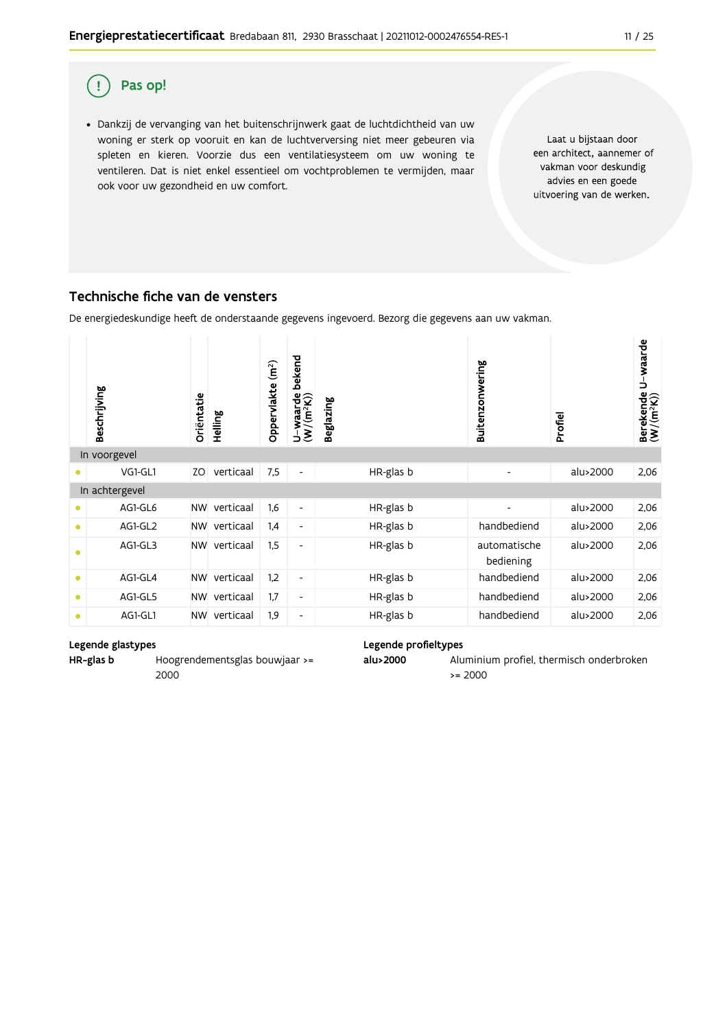## Pas op!

- Dankzij de vervanging van het buitenschrijnwerk gaat de luchtdichtheid van uw woning er sterk op vooruit en kan de luchtverversing niet meer gebeuren via spleten en kieren. Voorzie dus een ventilatiesysteem om uw woning te ventileren. Dat is niet enkel essentieel om vochtproblemen te vermijden, maar ook voor uw gezondheid en uw comfort.

Laat u bijstaan door een architect, aannemer of vakman voor deskundig advies en een goede uitvoering van de werken.

## Technische fiche van de vensters

De energiedeskundige heeft de onderstaande gegevens ingevoerd. Bezorg die gegevens aan uw vakman.

| | Beschrijving | Oriëntatie | Helling | Oppervlakte ($m^2$) | U-waarde bekend ($W/(m^2K)$) | Beglazing | Buitenzonwering | Profiel | Berekende U-waarde ($W/(m^2K)$) |
|---|---|---|---|---|---|---|---|---|---|
| **In voorgevel** | | | | | | | | | |
| • | VG1-GL1 | ZO | verticaal | 7,5 | - | HR-glas b | - | alu>2000 | 2,06 |
| **In achtergevel** | | | | | | | | | |
| • | AG1-GL6 | NW | verticaal | 1,6 | - | HR-glas b | - | alu>2000 | 2,06 |
| • | AG1-GL2 | NW | verticaal | 1,4 | - | HR-glas b | handbediend | alu>2000 | 2,06 |
| • | AG1-GL3 | NW | verticaal | 1,5 | - | HR-glas b | automatische bediening | alu>2000 | 2,06 |
| • | AG1-GL4 | NW | verticaal | 1,2 | - | HR-glas b | handbediend | alu>2000 | 2,06 |
| • | AG1-GL5 | NW | verticaal | 1,7 | - | HR-glas b | handbediend | alu>2000 | 2,06 |
| • | AG1-GL1 | NW | verticaal | 1,9 | - | HR-glas b | handbediend | alu>2000 | 2,06 |

**Legende glastypes**

**HR-glas b** Hoogrendementsglas bouwjaar >= 2000

**Legende profieltypes**

**alu>2000** Aluminium profiel, thermisch onderbroken >= 2000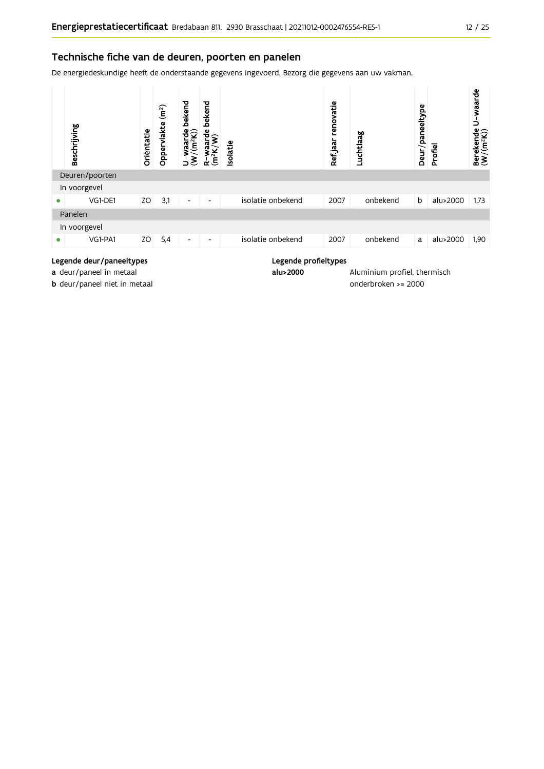## Technische fiche van de deuren, poorten en panelen

De energiedeskundige heeft de onderstaande gegevens ingevoerd. Bezorg die gegevens aan uw vakman.

| | Beschrijving | Oriëntatie | Oppervlakte (m²) | U-waarde bekend (W/(m²K)) | R-waarde bekend (m²K/W) | Isolatie | Ref.jaar renovatie | Luchtlaag | Deur/paneeltype | Profiel | Berekende U-waarde (W/(m²K)) |
|---|---|---|---|---|---|---|---|---|---|---|---|
| Deuren/poorten | | | | | | | | | | | |
| In voorgevel | | | | | | | | | | | |
| • | VG1-DE1 | ZO | 3,1 | - | - | isolatie onbekend | 2007 | onbekend | b | alu>2000 | 1,73 |
| Panelen | | | | | | | | | | | |
| In voorgevel | | | | | | | | | | | |
| • | VG1-PA1 | ZO | 5,4 | - | - | isolatie onbekend | 2007 | onbekend | a | alu>2000 | 1,90 |

**Legende deur/paneeltypes**

**a** deur/paneel in metaal

**b** deur/paneel niet in metaal

**Legende profieltypes**

**alu>2000** Aluminium profiel, thermisch onderbroken >= 2000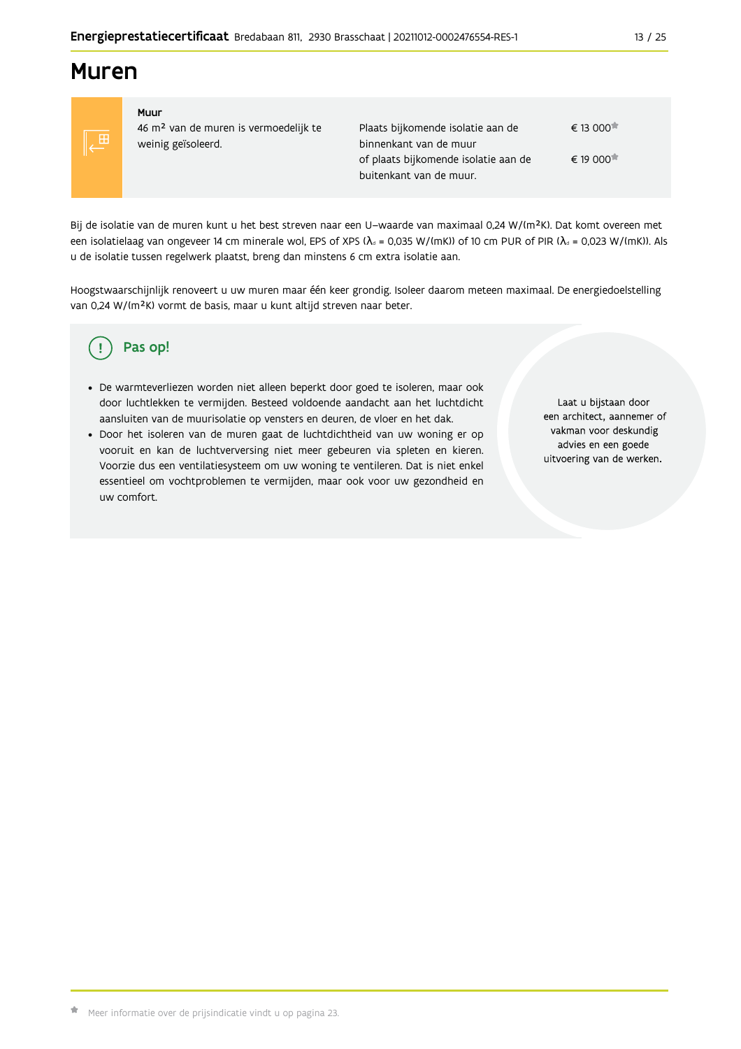# Muren

| Muur | | |
|---|---|---|
| 46 m² van de muren is vermoedelijk te weinig geïsoleerd. | Plaats bijkomende isolatie aan de binnenkant van de muur | € 13 000* |
| | of plaats bijkomende isolatie aan de buitenkant van de muur. | € 19 000* |

Bij de isolatie van de muren kunt u het best streven naar een U–waarde van maximaal 0,24 W/(m²K). Dat komt overeen met een isolatielaag van ongeveer 14 cm minerale wol, EPS of XPS ($\lambda_d$ = 0,035 W/(mK)) of 10 cm PUR of PIR ($\lambda_d$ = 0,023 W/(mK)). Als u de isolatie tussen regelwerk plaatst, breng dan minstens 6 cm extra isolatie aan.

Hoogstwaarschijnlijk renoveert u uw muren maar één keer grondig. Isoleer daarom meteen maximaal. De energiedoelstelling van 0,24 W/(m²K) vormt de basis, maar u kunt altijd streven naar beter.

## Pas op!

- De warmteverliezen worden niet alleen beperkt door goed te isoleren, maar ook door luchtlekken te vermijden. Besteed voldoende aandacht aan het luchtdicht aansluiten van de muurisolatie op vensters en deuren, de vloer en het dak.
- Door het isoleren van de muren gaat de luchtdichtheid van uw woning er op vooruit en kan de luchtverversing niet meer gebeuren via spleten en kieren. Voorzie dus een ventilatiesysteem om uw woning te ventileren. Dat is niet enkel essentieel om vochtproblemen te vermijden, maar ook voor uw gezondheid en uw comfort.

Laat u bijstaan door een architect, aannemer of vakman voor deskundig advies en een goede uitvoering van de werken.

* Meer informatie over de prijsindicatie vindt u op pagina 23.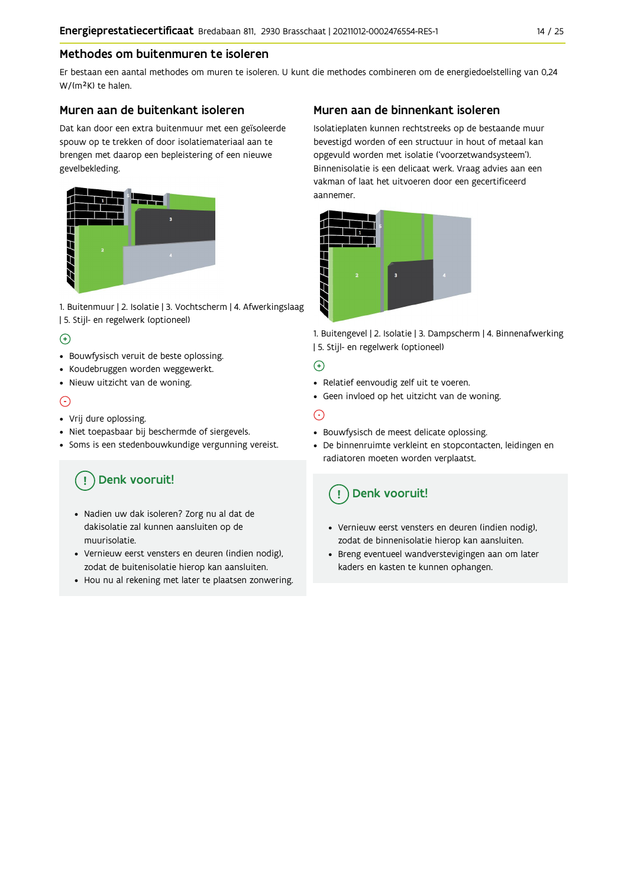## Methodes om buitenmuren te isoleren

Er bestaan een aantal methodes om muren te isoleren. U kunt die methodes combineren om de energiedoelstelling van 0,24 W/(m²K) te halen.

### Muren aan de buitenkant isoleren

Dat kan door een extra buitenmuur met een geïsoleerde spouw op te trekken of door isolatiemateriaal aan te brengen met daarop een bepleistering of een nieuwe gevelbekleding.

1. Buitenmuur | 2. Isolatie | 3. Vochtscherm | 4. Afwerkingslaag | 5. Stijl- en regelwerk (optioneel)

(+)

- Bouwfysisch veruit de beste oplossing.
- Koudebruggen worden weggewerkt.
- Nieuw uitzicht van de woning.

(-)

- Vrij dure oplossing.
- Niet toepasbaar bij beschermde of siergevels.
- Soms is een stedenbouwkundige vergunning vereist.

**Denk vooruit!**

- Nadien uw dak isoleren? Zorg nu al dat de dakisolatie zal kunnen aansluiten op de muurisolatie.
- Vernieuw eerst vensters en deuren (indien nodig), zodat de buitenisolatie hierop kan aansluiten.
- Hou nu al rekening met later te plaatsen zonwering.

### Muren aan de binnenkant isoleren

Isolatieplaten kunnen rechtstreeks op de bestaande muur bevestigd worden of een structuur in hout of metaal kan opgevuld worden met isolatie ('voorzetwandsysteem'). Binnenisolatie is een delicaat werk. Vraag advies aan een vakman of laat het uitvoeren door een gecertificeerd aannemer.

1. Buitengevel | 2. Isolatie | 3. Dampscherm | 4. Binnenafwerking | 5. Stijl- en regelwerk (optioneel)

(+)

- Relatief eenvoudig zelf uit te voeren.
- Geen invloed op het uitzicht van de woning.

(-)

- Bouwfysisch de meest delicate oplossing.
- De binnenruimte verkleint en stopcontacten, leidingen en radiatoren moeten worden verplaatst.

**Denk vooruit!**

- Vernieuw eerst vensters en deuren (indien nodig), zodat de binnenisolatie hierop kan aansluiten.
- Breng eventueel wandverstevigingen aan om later kaders en kasten te kunnen ophangen.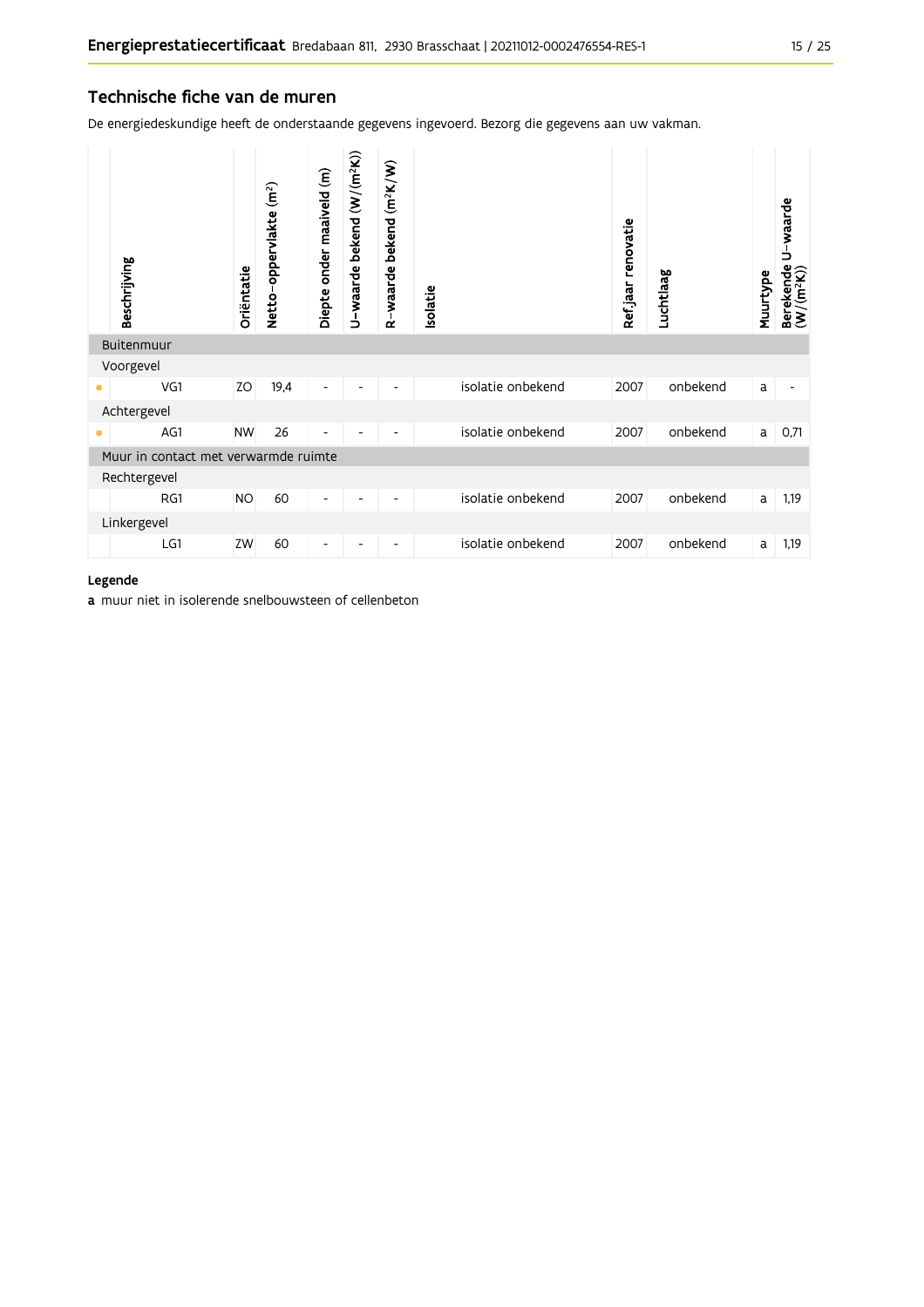## Technische fiche van de muren

De energiedeskundige heeft de onderstaande gegevens ingevoerd. Bezorg die gegevens aan uw vakman.

| | Beschrijving | Oriëntatie | Netto-oppervlakte ($m^2$) | Diepte onder maaiveld (m) | U-waarde bekend ($W/(m^2K)$) | R-waarde bekend ($m^2K/W$) | Isolatie | Ref.jaar renovatie | Luchtlaag | Muurtype | Berekende U-waarde ($W/(m^2K)$) |
|---|---|---|---|---|---|---|---|---|---|---|---|
| Buitenmuur | | | | | | | | | | | |
| Voorgevel | | | | | | | | | | | |
| • | VG1 | ZO | 19,4 | - | - | - | isolatie onbekend | 2007 | onbekend | a | - |
| Achtergevel | | | | | | | | | | | |
| • | AG1 | NW | 26 | - | - | - | isolatie onbekend | 2007 | onbekend | a | 0,71 |
| Muur in contact met verwarmde ruimte | | | | | | | | | | | |
| Rechtergevel | | | | | | | | | | | |
| | RG1 | NO | 60 | - | - | - | isolatie onbekend | 2007 | onbekend | a | 1,19 |
| Linkergevel | | | | | | | | | | | |
| | LG1 | ZW | 60 | - | - | - | isolatie onbekend | 2007 | onbekend | a | 1,19 |

**Legende**

**a** muur niet in isolerende snelbouwsteen of cellenbeton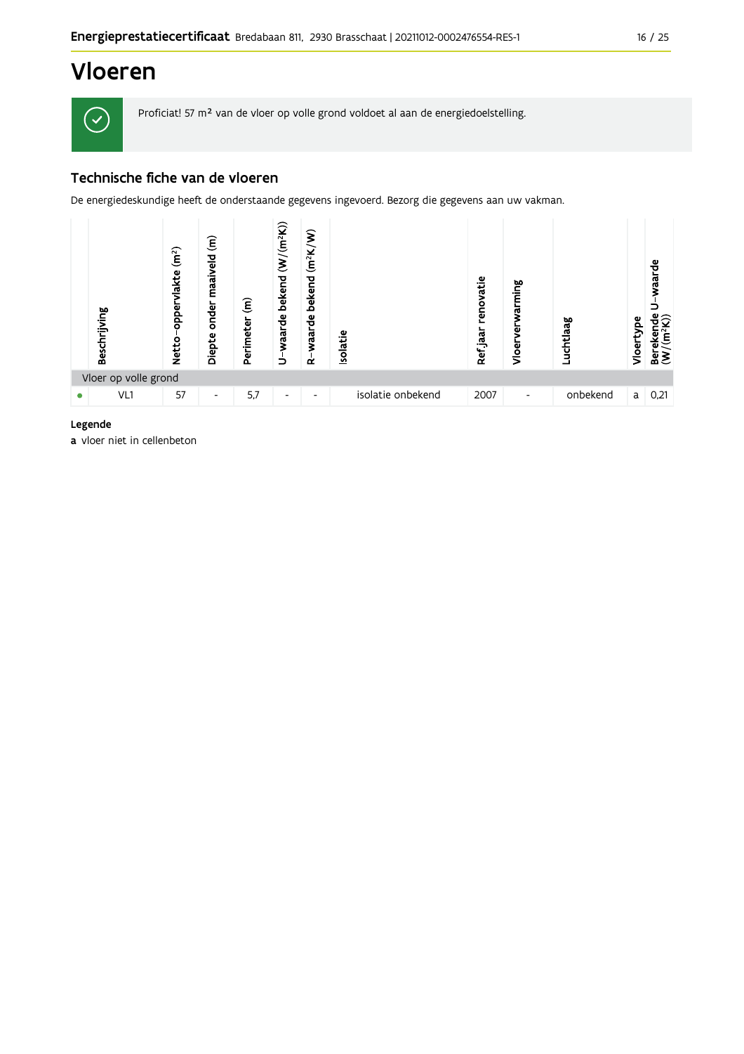# Vloeren

Proficiat! 57 m² van de vloer op volle grond voldoet al aan de energiedoelstelling.

## Technische fiche van de vloeren

De energiedeskundige heeft de onderstaande gegevens ingevoerd. Bezorg die gegevens aan uw vakman.

| | Beschrijving | Netto-oppervlakte (m²) | Diepte onder maaiveld (m) | Perimeter (m) | U-waarde bekend (W/(m²K)) | R-waarde bekend (m²K/W) | Isolatie | Ref.jaar renovatie | Vloerverwarming | Luchtlaag | Vloertype | Berekende U-waarde (W/(m²K)) |
|---|---|---|---|---|---|---|---|---|---|---|---|---|
| Vloer op volle grond | | | | | | | | | | | | |
| • | VL1 | 57 | - | 5,7 | - | - | isolatie onbekend | 2007 | - | onbekend | a | 0,21 |

**Legende**

**a** vloer niet in cellenbeton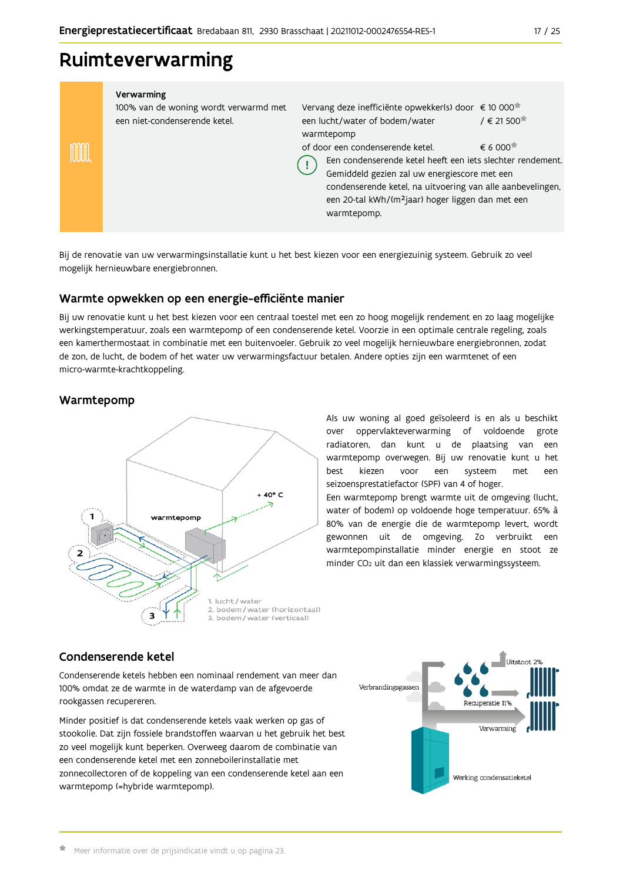# Ruimteverwarming

**Verwarming**

100% van de woning wordt verwarmd met een niet-condenserende ketel.

Vervang deze inefficiënte opwekker(s) door een lucht/water of bodem/water warmtepomp — € 10 000* / € 21 500*

of door een condenserende ketel. — € 6 000*

Een condenserende ketel heeft een iets slechter rendement. Gemiddeld gezien zal uw energiescore met een condenserende ketel, na uitvoering van alle aanbevelingen, een 20-tal kWh/(m²jaar) hoger liggen dan met een warmtepomp.

Bij de renovatie van uw verwarmingsinstallatie kunt u het best kiezen voor een energiezuinig systeem. Gebruik zo veel mogelijk hernieuwbare energiebronnen.

## Warmte opwekken op een energie-efficiënte manier

Bij uw renovatie kunt u het best kiezen voor een centraal toestel met een zo hoog mogelijk rendement en zo laag mogelijke werkingstemperatuur, zoals een warmtepomp of een condenserende ketel. Voorzie in een optimale centrale regeling, zoals een kamerthermostaat in combinatie met een buitenvoeler. Gebruik zo veel mogelijk hernieuwbare energiebronnen, zodat de zon, de lucht, de bodem of het water uw verwarmingsfactuur betalen. Andere opties zijn een warmtenet of een micro-warmte-krachtkoppeling.

## Warmtepomp

1. lucht/water
2. bodem/water (horizontaal)
3. bodem/water (verticaal)

Als uw woning al goed geïsoleerd is en als u beschikt over oppervlakteverwarming of voldoende grote radiatoren, dan kunt u de plaatsing van een warmtepomp overwegen. Bij uw renovatie kunt u het best kiezen voor een systeem met een seizoensprestatiefactor (SPF) van 4 of hoger.

Een warmtepomp brengt warmte uit de omgeving (lucht, water of bodem) op voldoende hoge temperatuur. 65% à 80% van de energie die de warmtepomp levert, wordt gewonnen uit de omgeving. Zo verbruikt een warmtepompinstallatie minder energie en stoot ze minder $CO_2$ uit dan een klassiek verwarmingssysteem.

## Condenserende ketel

Condenserende ketels hebben een nominaal rendement van meer dan 100% omdat ze de warmte in de waterdamp van de afgevoerde rookgassen recupereren.

Minder positief is dat condenserende ketels vaak werken op gas of stookolie. Dat zijn fossiele brandstoffen waarvan u het gebruik het best zo veel mogelijk kunt beperken. Overweeg daarom de combinatie van een condenserende ketel met een zonneboilerinstallatie met zonnecollectoren of de koppeling van een condenserende ketel aan een warmtepomp (=hybride warmtepomp).

* Meer informatie over de prijsindicatie vindt u op pagina 23.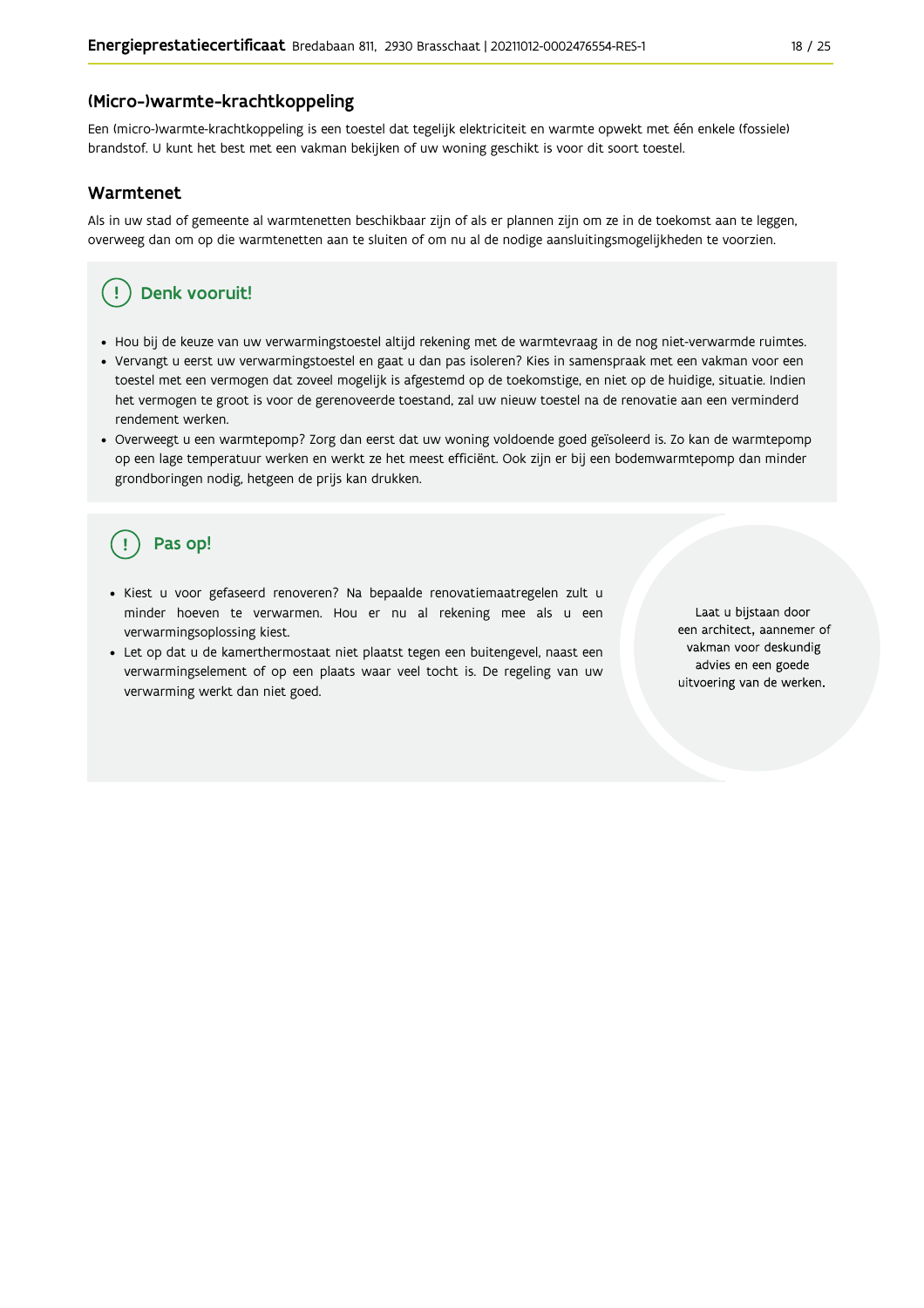## (Micro-)warmte-krachtkoppeling

Een (micro-)warmte-krachtkoppeling is een toestel dat tegelijk elektriciteit en warmte opwekt met één enkele (fossiele) brandstof. U kunt het best met een vakman bekijken of uw woning geschikt is voor dit soort toestel.

## Warmtenet

Als in uw stad of gemeente al warmtenetten beschikbaar zijn of als er plannen zijn om ze in de toekomst aan te leggen, overweeg dan om op die warmtenetten aan te sluiten of om nu al de nodige aansluitingsmogelijkheden te voorzien.

### Denk vooruit!

- Hou bij de keuze van uw verwarmingstoestel altijd rekening met de warmtevraag in de nog niet-verwarmde ruimtes.
- Vervangt u eerst uw verwarmingstoestel en gaat u dan pas isoleren? Kies in samenspraak met een vakman voor een toestel met een vermogen dat zoveel mogelijk is afgestemd op de toekomstige, en niet op de huidige, situatie. Indien het vermogen te groot is voor de gerenoveerde toestand, zal uw nieuw toestel na de renovatie aan een verminderd rendement werken.
- Overweegt u een warmtepomp? Zorg dan eerst dat uw woning voldoende goed geïsoleerd is. Zo kan de warmtepomp op een lage temperatuur werken en werkt ze het meest efficiënt. Ook zijn er bij een bodemwarmtepomp dan minder grondboringen nodig, hetgeen de prijs kan drukken.

### Pas op!

- Kiest u voor gefaseerd renoveren? Na bepaalde renovatiemaatregelen zult u minder hoeven te verwarmen. Hou er nu al rekening mee als u een verwarmingsoplossing kiest.
- Let op dat u de kamerthermostaat niet plaatst tegen een buitengevel, naast een verwarmingselement of op een plaats waar veel tocht is. De regeling van uw verwarming werkt dan niet goed.

Laat u bijstaan door een architect, aannemer of vakman voor deskundig advies en een goede uitvoering van de werken.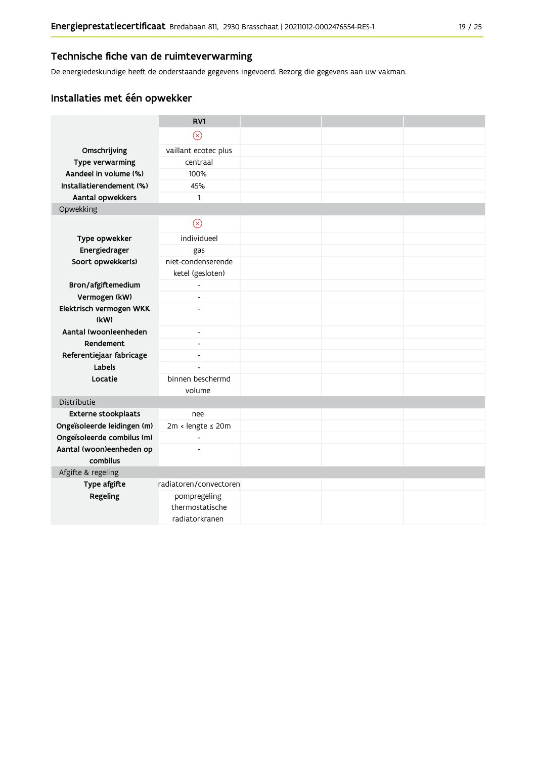## Technische fiche van de ruimteverwarming

De energiedeskundige heeft de onderstaande gegevens ingevoerd. Bezorg die gegevens aan uw vakman.

## Installaties met één opwekker

| | RV1 | | | |
|---|---|---|---|---|
| | ⊗ | | | |
| **Omschrijving** | vaillant ecotec plus | | | |
| **Type verwarming** | centraal | | | |
| **Aandeel in volume (%)** | 100% | | | |
| **Installatierendement (%)** | 45% | | | |
| **Aantal opwekkers** | 1 | | | |
| Opwekking | | | | |
| | ⊗ | | | |
| **Type opwekker** | individueel | | | |
| **Energiedrager** | gas | | | |
| **Soort opwekker(s)** | niet-condenserende ketel (gesloten) | | | |
| **Bron/afgiftemedium** | - | | | |
| **Vermogen (kW)** | - | | | |
| **Elektrisch vermogen WKK (kW)** | - | | | |
| **Aantal (woon)eenheden** | - | | | |
| **Rendement** | - | | | |
| **Referentiejaar fabricage** | - | | | |
| **Labels** | - | | | |
| **Locatie** | binnen beschermd volume | | | |
| Distributie | | | | |
| **Externe stookplaats** | nee | | | |
| **Ongeïsoleerde leidingen (m)** | 2m < lengte ≤ 20m | | | |
| **Ongeïsoleerde combilus (m)** | - | | | |
| **Aantal (woon)eenheden op combilus** | - | | | |
| Afgifte & regeling | | | | |
| **Type afgifte** | radiatoren/convectoren | | | |
| **Regeling** | pompregeling thermostatische radiatorkranen | | | |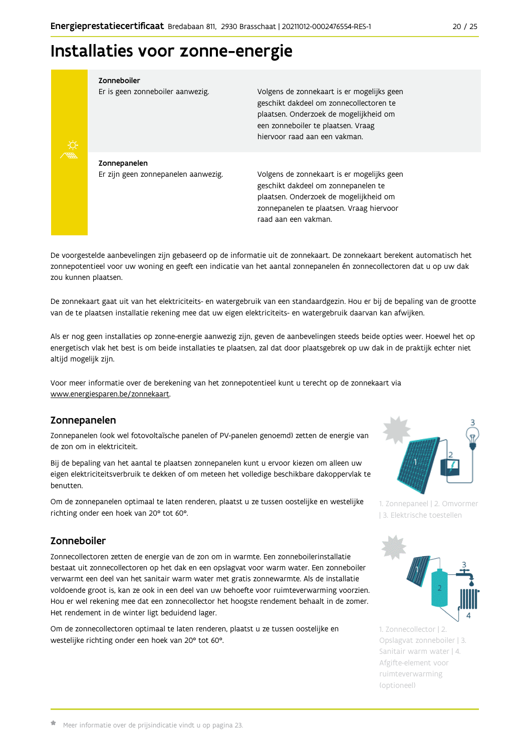# Installaties voor zonne-energie

| | | |
|---|---|---|
| **Zonneboiler** | Er is geen zonneboiler aanwezig. | Volgens de zonnekaart is er mogelijks geen geschikt dakdeel om zonnecollectoren te plaatsen. Onderzoek de mogelijkheid om een zonneboiler te plaatsen. Vraag hiervoor raad aan een vakman. |
| **Zonnepanelen** | Er zijn geen zonnepanelen aanwezig. | Volgens de zonnekaart is er mogelijks geen geschikt dakdeel om zonnepanelen te plaatsen. Onderzoek de mogelijkheid om zonnepanelen te plaatsen. Vraag hiervoor raad aan een vakman. |

De voorgestelde aanbevelingen zijn gebaseerd op de informatie uit de zonnekaart. De zonnekaart berekent automatisch het zonnepotentieel voor uw woning en geeft een indicatie van het aantal zonnepanelen én zonnecollectoren dat u op uw dak zou kunnen plaatsen.

De zonnekaart gaat uit van het elektriciteits- en watergebruik van een standaardgezin. Hou er bij de bepaling van de grootte van de te plaatsen installatie rekening mee dat uw eigen elektriciteits- en watergebruik daarvan kan afwijken.

Als er nog geen installaties op zonne-energie aanwezig zijn, geven de aanbevelingen steeds beide opties weer. Hoewel het op energetisch vlak het best is om beide installaties te plaatsen, zal dat door plaatsgebrek op uw dak in de praktijk echter niet altijd mogelijk zijn.

Voor meer informatie over de berekening van het zonnepotentieel kunt u terecht op de zonnekaart via www.energiesparen.be/zonnekaart.

## Zonnepanelen

Zonnepanelen (ook wel fotovoltaïsche panelen of PV-panelen genoemd) zetten de energie van de zon om in elektriciteit.

Bij de bepaling van het aantal te plaatsen zonnepanelen kunt u ervoor kiezen om alleen uw eigen elektriciteitsverbruik te dekken of om meteen het volledige beschikbare dakoppervlak te benutten.

Om de zonnepanelen optimaal te laten renderen, plaatst u ze tussen oostelijke en westelijke richting onder een hoek van 20° tot 60°.

1. Zonnepaneel | 2. Omvormer | 3. Elektrische toestellen

## Zonneboiler

Zonnecollectoren zetten de energie van de zon om in warmte. Een zonneboilerinstallatie bestaat uit zonnecollectoren op het dak en een opslagvat voor warm water. Een zonneboiler verwarmt een deel van het sanitair warm water met gratis zonnewarmte. Als de installatie voldoende groot is, kan ze ook in een deel van uw behoefte voor ruimteverwarming voorzien. Hou er wel rekening mee dat een zonnecollector het hoogste rendement behaalt in de zomer. Het rendement in de winter ligt beduidend lager.

Om de zonnecollectoren optimaal te laten renderen, plaatst u ze tussen oostelijke en westelijke richting onder een hoek van 20° tot 60°.

1. Zonnecollector | 2. Opslagvat zonneboiler | 3. Sanitair warm water | 4. Afgifte-element voor ruimteverwarming (optioneel)

Meer informatie over de prijsindicatie vindt u op pagina 23.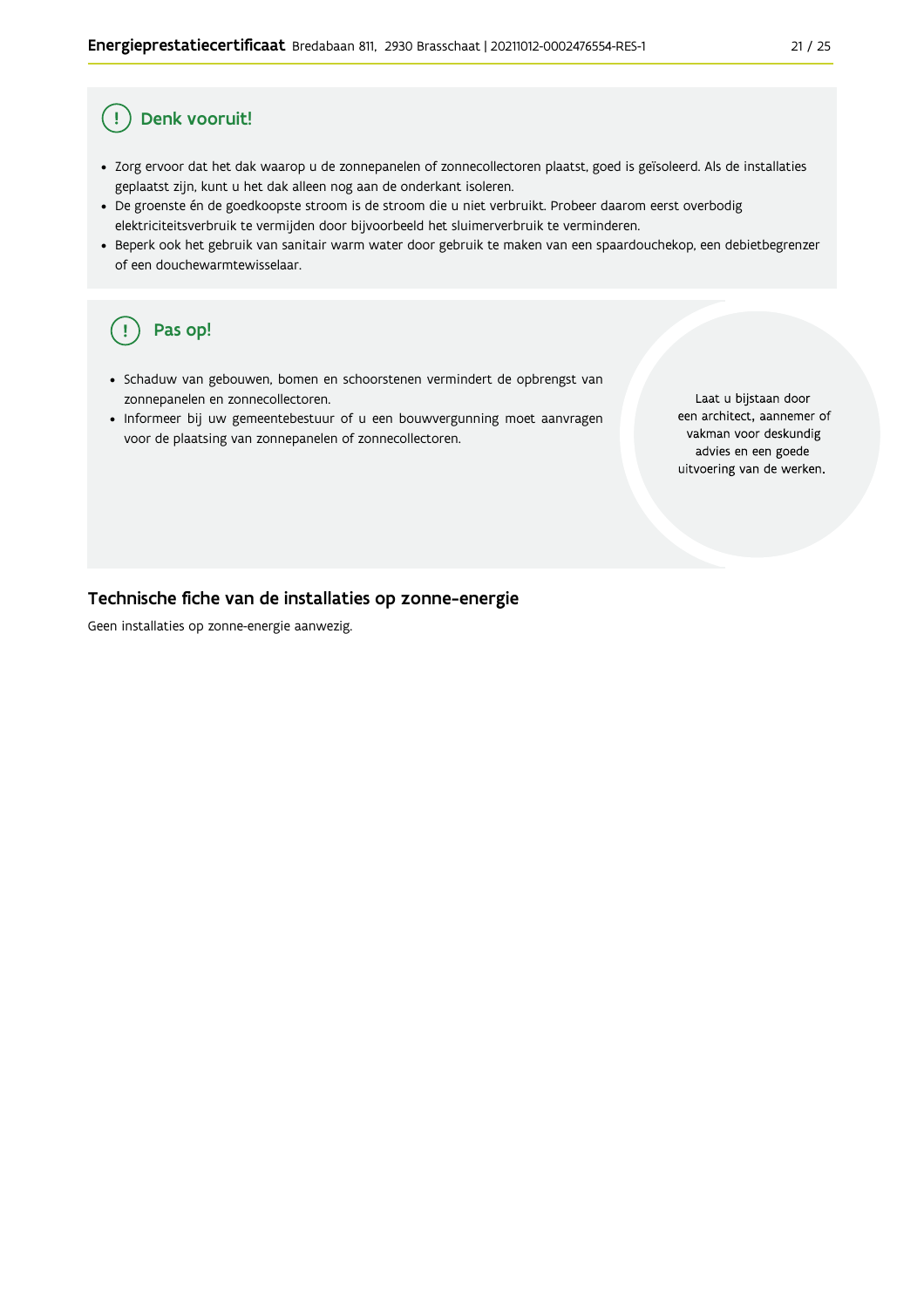## Denk vooruit!

- Zorg ervoor dat het dak waarop u de zonnepanelen of zonnecollectoren plaatst, goed is geïsoleerd. Als de installaties geplaatst zijn, kunt u het dak alleen nog aan de onderkant isoleren.
- De groenste én de goedkoopste stroom is de stroom die u niet verbruikt. Probeer daarom eerst overbodig elektriciteitsverbruik te vermijden door bijvoorbeeld het sluimerverbruik te verminderen.
- Beperk ook het gebruik van sanitair warm water door gebruik te maken van een spaardouchekop, een debietbegrenzer of een douchewarmtewisselaar.

## Pas op!

- Schaduw van gebouwen, bomen en schoorstenen vermindert de opbrengst van zonnepanelen en zonnecollectoren.
- Informeer bij uw gemeentebestuur of u een bouwvergunning moet aanvragen voor de plaatsing van zonnepanelen of zonnecollectoren.

Laat u bijstaan door een architect, aannemer of vakman voor deskundig advies en een goede uitvoering van de werken.

## Technische fiche van de installaties op zonne-energie

Geen installaties op zonne-energie aanwezig.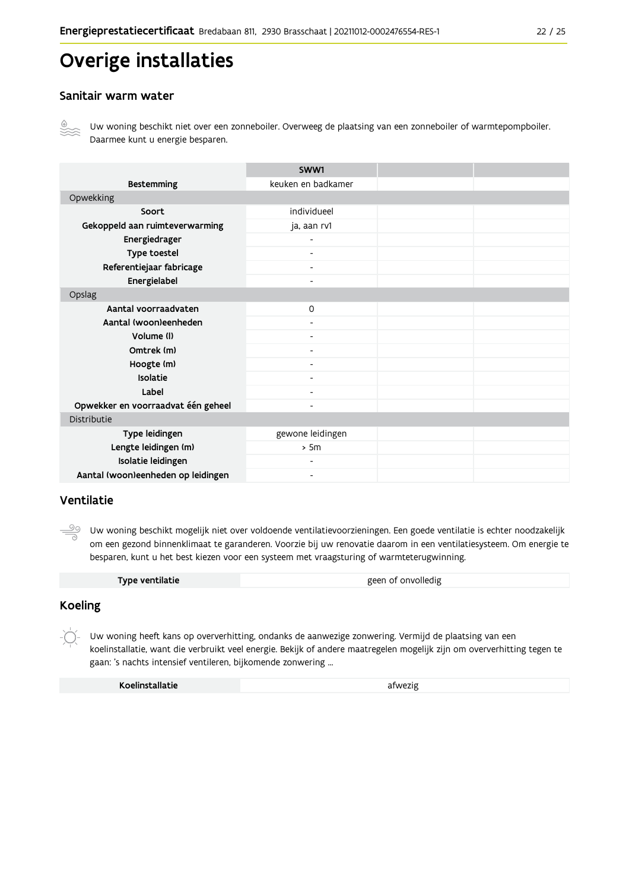# Overige installaties

## Sanitair warm water

Uw woning beschikt niet over een zonneboiler. Overweeg de plaatsing van een zonneboiler of warmtepompboiler. Daarmee kunt u energie besparen.

| | SWW1 | | |
|---|---|---|---|
| **Bestemming** | keuken en badkamer | | |
| Opwekking | | | |
| **Soort** | individueel | | |
| **Gekoppeld aan ruimteverwarming** | ja, aan rv1 | | |
| **Energiedrager** | - | | |
| **Type toestel** | - | | |
| **Referentiejaar fabricage** | - | | |
| **Energielabel** | - | | |
| Opslag | | | |
| **Aantal voorraadvaten** | 0 | | |
| **Aantal (woon)eenheden** | - | | |
| **Volume (l)** | - | | |
| **Omtrek (m)** | - | | |
| **Hoogte (m)** | - | | |
| **Isolatie** | - | | |
| **Label** | - | | |
| **Opwekker en voorraadvat één geheel** | - | | |
| Distributie | | | |
| **Type leidingen** | gewone leidingen | | |
| **Lengte leidingen (m)** | > 5m | | |
| **Isolatie leidingen** | - | | |
| **Aantal (woon)eenheden op leidingen** | - | | |

## Ventilatie

Uw woning beschikt mogelijk niet over voldoende ventilatievoorzieningen. Een goede ventilatie is echter noodzakelijk om een gezond binnenklimaat te garanderen. Voorzie bij uw renovatie daarom in een ventilatiesysteem. Om energie te besparen, kunt u het best kiezen voor een systeem met vraagsturing of warmteterugwinning.

| **Type ventilatie** | geen of onvolledig |
|---|---|

## Koeling

Uw woning heeft kans op oververhitting, ondanks de aanwezige zonwering. Vermijd de plaatsing van een koelinstallatie, want die verbruikt veel energie. Bekijk of andere maatregelen mogelijk zijn om oververhitting tegen te gaan: 's nachts intensief ventileren, bijkomende zonwering ...

| **Koelinstallatie** | afwezig |
|---|---|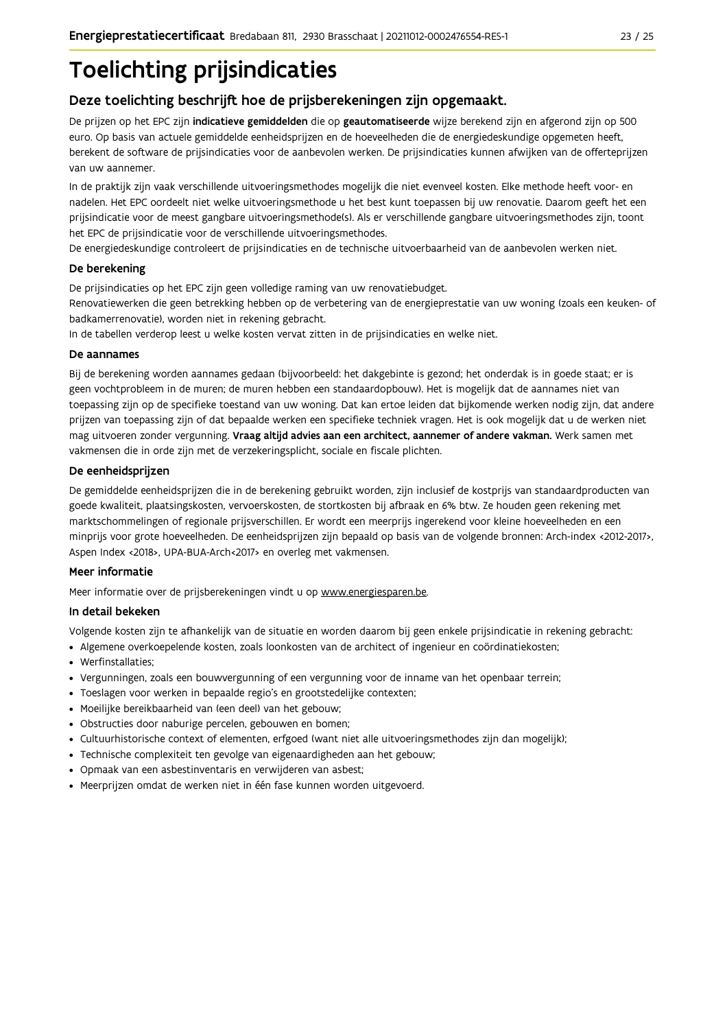# Toelichting prijsindicaties

## Deze toelichting beschrijft hoe de prijsberekeningen zijn opgemaakt.

De prijzen op het EPC zijn **indicatieve gemiddelden** die op **geautomatiseerde** wijze berekend zijn en afgerond zijn op 500 euro. Op basis van actuele gemiddelde eenheidsprijzen en de hoeveelheden die de energiedeskundige opgemeten heeft, berekent de software de prijsindicaties voor de aanbevolen werken. De prijsindicaties kunnen afwijken van de offerteprijzen van uw aannemer.

In de praktijk zijn vaak verschillende uitvoeringsmethodes mogelijk die niet evenveel kosten. Elke methode heeft voor- en nadelen. Het EPC oordeelt niet welke uitvoeringsmethode u het best kunt toepassen bij uw renovatie. Daarom geeft het een prijsindicatie voor de meest gangbare uitvoeringsmethode(s). Als er verschillende gangbare uitvoeringsmethodes zijn, toont het EPC de prijsindicatie voor de verschillende uitvoeringsmethodes.
De energiedeskundige controleert de prijsindicaties en de technische uitvoerbaarheid van de aanbevolen werken niet.

### De berekening

De prijsindicaties op het EPC zijn geen volledige raming van uw renovatiebudget.
Renovatiewerken die geen betrekking hebben op de verbetering van de energieprestatie van uw woning (zoals een keuken- of badkamerrenovatie), worden niet in rekening gebracht.
In de tabellen verderop leest u welke kosten vervat zitten in de prijsindicaties en welke niet.

### De aannames

Bij de berekening worden aannames gedaan (bijvoorbeeld: het dakgebinte is gezond; het onderdak is in goede staat; er is geen vochtprobleem in de muren; de muren hebben een standaardopbouw). Het is mogelijk dat de aannames niet van toepassing zijn op de specifieke toestand van uw woning. Dat kan ertoe leiden dat bijkomende werken nodig zijn, dat andere prijzen van toepassing zijn of dat bepaalde werken een specifieke techniek vragen. Het is ook mogelijk dat u de werken niet mag uitvoeren zonder vergunning. **Vraag altijd advies aan een architect, aannemer of andere vakman.** Werk samen met vakmensen die in orde zijn met de verzekeringsplicht, sociale en fiscale plichten.

### De eenheidsprijzen

De gemiddelde eenheidsprijzen die in de berekening gebruikt worden, zijn inclusief de kostprijs van standaardproducten van goede kwaliteit, plaatsingskosten, vervoerskosten, de stortkosten bij afbraak en 6% btw. Ze houden geen rekening met marktschommelingen of regionale prijsverschillen. Er wordt een meerprijs ingerekend voor kleine hoeveelheden en een minprijs voor grote hoeveelheden. De eenheidsprijzen zijn bepaald op basis van de volgende bronnen: Arch-index <2012-2017>, Aspen Index <2018>, UPA-BUA-Arch<2017> en overleg met vakmensen.

### Meer informatie

Meer informatie over de prijsberekeningen vindt u op www.energiesparen.be.

### In detail bekeken

Volgende kosten zijn te afhankelijk van de situatie en worden daarom bij geen enkele prijsindicatie in rekening gebracht:

- Algemene overkoepelende kosten, zoals loonkosten van de architect of ingenieur en coördinatiekosten;
- Werfinstallaties;
- Vergunningen, zoals een bouwvergunning of een vergunning voor de inname van het openbaar terrein;
- Toeslagen voor werken in bepaalde regio's en grootstedelijke contexten;
- Moeilijke bereikbaarheid van (een deel) van het gebouw;
- Obstructies door naburige percelen, gebouwen en bomen;
- Cultuurhistorische context of elementen, erfgoed (want niet alle uitvoeringsmethodes zijn dan mogelijk);
- Technische complexiteit ten gevolge van eigenaardigheden aan het gebouw;
- Opmaak van een asbestinventaris en verwijderen van asbest;
- Meerprijzen omdat de werken niet in één fase kunnen worden uitgevoerd.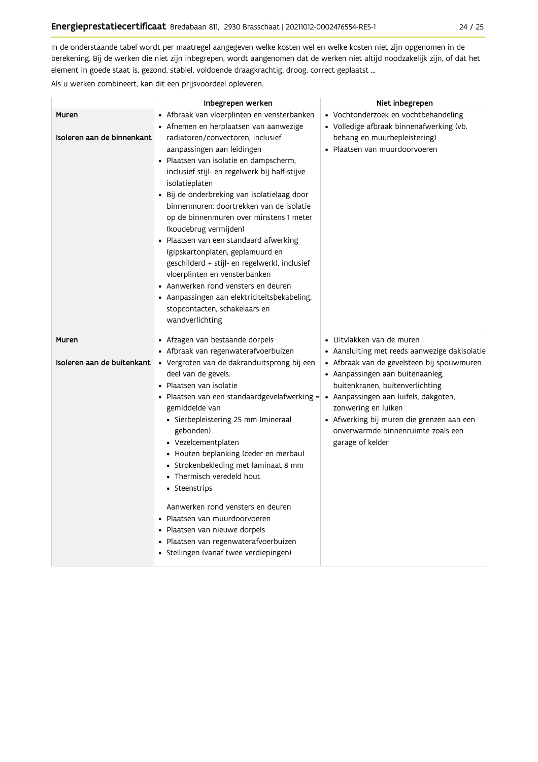In de onderstaande tabel wordt per maatregel aangegeven welke kosten wel en welke kosten niet zijn opgenomen in de berekening. Bij de werken die niet zijn inbegrepen, wordt aangenomen dat de werken niet altijd noodzakelijk zijn, of dat het element in goede staat is, gezond, stabiel, voldoende draagkrachtig, droog, correct geplaatst ...

Als u werken combineert, kan dit een prijsvoordeel opleveren.

| | Inbegrepen werken | Niet inbegrepen |
|---|---|---|
| **Muren**<br><br>**Isoleren aan de binnenkant** | • Afbraak van vloerplinten en vensterbanken<br>• Afnemen en herplaatsen van aanwezige radiatoren/convectoren, inclusief aanpassingen aan leidingen<br>• Plaatsen van isolatie en dampscherm, inclusief stijl- en regelwerk bij half-stijve isolatieplaten<br>• Bij de onderbreking van isolatielaag door binnenmuren: doortrekken van de isolatie op de binnenmuren over minstens 1 meter (koudebrug vermijden)<br>• Plaatsen van een standaard afwerking (gipskartonplaten, geplamuurd en geschilderd + stijl- en regelwerk), inclusief vloerplinten en vensterbanken<br>• Aanwerken rond vensters en deuren<br>• Aanpassingen aan elektriciteitsbekabeling, stopcontacten, schakelaars en wandverlichting | • Vochtonderzoek en vochtbehandeling<br>• Volledige afbraak binnenafwerking (vb. behang en muurbepleistering)<br>• Plaatsen van muurdoorvoeren |
| **Muren**<br><br>**Isoleren aan de buitenkant** | • Afzagen van bestaande dorpels<br>• Afbraak van regenwaterafvoerbuizen<br>• Vergroten van de dakranduitsprong bij een deel van de gevels.<br>• Plaatsen van isolatie<br>• Plaatsen van een standaardgevelafwerking = gemiddelde van<br>&nbsp;&nbsp;• Sierbepleistering 25 mm (mineraal gebonden)<br>&nbsp;&nbsp;• Vezelcementplaten<br>&nbsp;&nbsp;• Houten beplanking (ceder en merbau)<br>&nbsp;&nbsp;• Strokenbekleding met laminaat 8 mm<br>&nbsp;&nbsp;• Thermisch veredeld hout<br>&nbsp;&nbsp;• Steenstrips<br><br>Aanwerken rond vensters en deuren<br>• Plaatsen van muurdoorvoeren<br>• Plaatsen van nieuwe dorpels<br>• Plaatsen van regenwaterafvoerbuizen<br>• Stellingen (vanaf twee verdiepingen) | • Uitvlakken van de muren<br>• Aansluiting met reeds aanwezige dakisolatie<br>• Afbraak van de gevelsteen bij spouwmuren<br>• Aanpassingen aan buitenaanleg, buitenkranen, buitenverlichting<br>• Aanpassingen aan luifels, dakgoten, zonwering en luiken<br>• Afwerking bij muren die grenzen aan een onverwarmde binnenruimte zoals een garage of kelder |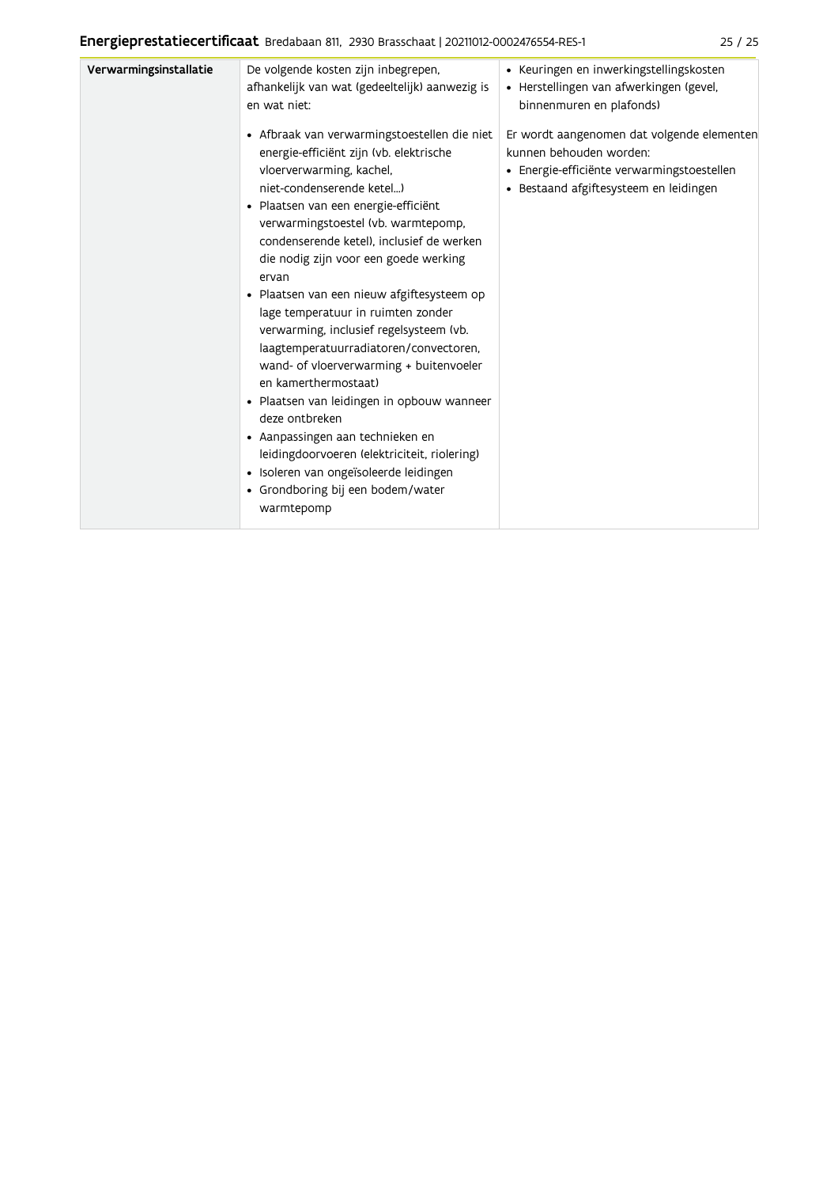| | | |
|---|---|---|
| **Verwarmingsinstallatie** | De volgende kosten zijn inbegrepen, afhankelijk van wat (gedeeltelijk) aanwezig is en wat niet:<br><br>• Afbraak van verwarmingstoestellen die niet energie-efficiënt zijn (vb. elektrische vloerverwarming, kachel, niet-condenserende ketel...)<br>• Plaatsen van een energie-efficiënt verwarmingstoestel (vb. warmtepomp, condenserende ketel), inclusief de werken die nodig zijn voor een goede werking ervan<br>• Plaatsen van een nieuw afgiftesysteem op lage temperatuur in ruimten zonder verwarming, inclusief regelsysteem (vb. laagtemperatuurradiatoren/convectoren, wand- of vloerverwarming + buitenvoeler en kamerthermostaat)<br>• Plaatsen van leidingen in opbouw wanneer deze ontbreken<br>• Aanpassingen aan technieken en leidingdoorvoeren (elektriciteit, riolering)<br>• Isoleren van ongeïsoleerde leidingen<br>• Grondboring bij een bodem/water warmtepomp | • Keuringen en inwerkingstellingskosten<br>• Herstellingen van afwerkingen (gevel, binnenmuren en plafonds)<br><br>Er wordt aangenomen dat volgende elementen kunnen behouden worden:<br>• Energie-efficiënte verwarmingstoestellen<br>• Bestaand afgiftesysteem en leidingen |